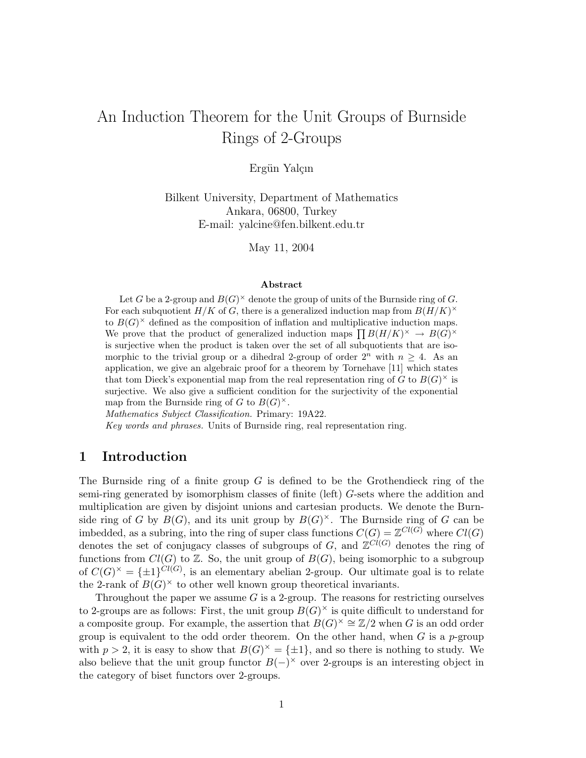# An Induction Theorem for the Unit Groups of Burnside Rings of 2-Groups

Ergün Yalçın

Bilkent University, Department of Mathematics
Ankara, 06800, Turkey
E-mail: yalcine@fen.bilkent.edu.tr

May 11, 2004

**Abstract**

Let $G$ be a 2-group and $B(G)^\times$ denote the group of units of the Burnside ring of $G$. For each subquotient $H/K$ of $G$, there is a generalized induction map from $B(H/K)^\times$ to $B(G)^\times$ defined as the composition of inflation and multiplicative induction maps. We prove that the product of generalized induction maps $\prod B(H/K)^\times \to B(G)^\times$ is surjective when the product is taken over the set of all subquotients that are isomorphic to the trivial group or a dihedral 2-group of order $2^n$ with $n \geq 4$. As an application, we give an algebraic proof for a theorem by Tornehave [11] which states that tom Dieck's exponential map from the real representation ring of $G$ to $B(G)^\times$ is surjective. We also give a sufficient condition for the surjectivity of the exponential map from the Burnside ring of $G$ to $B(G)^\times$.

*Mathematics Subject Classification.* Primary: 19A22.

*Key words and phrases.* Units of Burnside ring, real representation ring.

## 1 Introduction

The Burnside ring of a finite group $G$ is defined to be the Grothendieck ring of the semi-ring generated by isomorphism classes of finite (left) $G$-sets where the addition and multiplication are given by disjoint unions and cartesian products. We denote the Burnside ring of $G$ by $B(G)$, and its unit group by $B(G)^\times$. The Burnside ring of $G$ can be imbedded, as a subring, into the ring of super class functions $C(G) = \mathbb{Z}^{Cl(G)}$ where $Cl(G)$ denotes the set of conjugacy classes of subgroups of $G$, and $\mathbb{Z}^{Cl(G)}$ denotes the ring of functions from $Cl(G)$ to $\mathbb{Z}$. So, the unit group of $B(G)$, being isomorphic to a subgroup of $C(G)^\times = \{\pm 1\}^{Cl(G)}$, is an elementary abelian 2-group. Our ultimate goal is to relate the 2-rank of $B(G)^\times$ to other well known group theoretical invariants.

Throughout the paper we assume $G$ is a 2-group. The reasons for restricting ourselves to 2-groups are as follows: First, the unit group $B(G)^\times$ is quite difficult to understand for a composite group. For example, the assertion that $B(G)^\times \cong \mathbb{Z}/2$ when $G$ is an odd order group is equivalent to the odd order theorem. On the other hand, when $G$ is a $p$-group with $p > 2$, it is easy to show that $B(G)^\times = \{\pm 1\}$, and so there is nothing to study. We also believe that the unit group functor $B(-)^\times$ over 2-groups is an interesting object in the category of biset functors over 2-groups.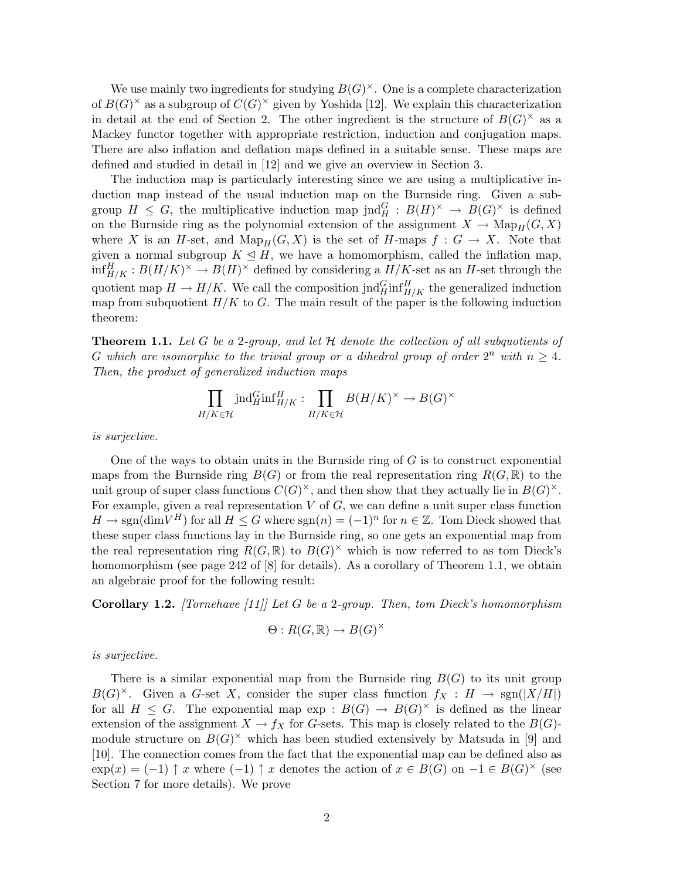We use mainly two ingredients for studying $B(G)^\times$. One is a complete characterization of $B(G)^\times$ as a subgroup of $C(G)^\times$ given by Yoshida [12]. We explain this characterization in detail at the end of Section 2. The other ingredient is the structure of $B(G)^\times$ as a Mackey functor together with appropriate restriction, induction and conjugation maps. There are also inflation and deflation maps defined in a suitable sense. These maps are defined and studied in detail in [12] and we give an overview in Section 3.

The induction map is particularly interesting since we are using a multiplicative induction map instead of the usual induction map on the Burnside ring. Given a subgroup $H \leq G$, the multiplicative induction map $\mathrm{jnd}_H^G : B(H)^\times \to B(G)^\times$ is defined on the Burnside ring as the polynomial extension of the assignment $X \to \mathrm{Map}_H(G, X)$ where $X$ is an $H$-set, and $\mathrm{Map}_H(G, X)$ is the set of $H$-maps $f : G \to X$. Note that given a normal subgroup $K \trianglelefteq H$, we have a homomorphism, called the inflation map, $\mathrm{inf}_{H/K}^H : B(H/K)^\times \to B(H)^\times$ defined by considering a $H/K$-set as an $H$-set through the quotient map $H \to H/K$. We call the composition $\mathrm{jnd}_H^G \mathrm{inf}_{H/K}^H$ the generalized induction map from subquotient $H/K$ to $G$. The main result of the paper is the following induction theorem:

**Theorem 1.1.** *Let $G$ be a 2-group, and let $\mathcal{H}$ denote the collection of all subquotients of $G$ which are isomorphic to the trivial group or a dihedral group of order $2^n$ with $n \geq 4$. Then, the product of generalized induction maps*

$$\prod_{H/K \in \mathcal{H}} \mathrm{jnd}_H^G \mathrm{inf}_{H/K}^H : \prod_{H/K \in \mathcal{H}} B(H/K)^\times \to B(G)^\times$$

*is surjective.*

One of the ways to obtain units in the Burnside ring of $G$ is to construct exponential maps from the Burnside ring $B(G)$ or from the real representation ring $R(G, \mathbb{R})$ to the unit group of super class functions $C(G)^\times$, and then show that they actually lie in $B(G)^\times$. For example, given a real representation $V$ of $G$, we can define a unit super class function $H \to \mathrm{sgn}(\dim V^H)$ for all $H \leq G$ where $\mathrm{sgn}(n) = (-1)^n$ for $n \in \mathbb{Z}$. Tom Dieck showed that these super class functions lay in the Burnside ring, so one gets an exponential map from the real representation ring $R(G, \mathbb{R})$ to $B(G)^\times$ which is now referred to as tom Dieck's homomorphism (see page 242 of [8] for details). As a corollary of Theorem 1.1, we obtain an algebraic proof for the following result:

**Corollary 1.2.** *[Tornehave [11]] Let $G$ be a 2-group. Then, tom Dieck's homomorphism*

$$\Theta : R(G, \mathbb{R}) \to B(G)^\times$$

*is surjective.*

There is a similar exponential map from the Burnside ring $B(G)$ to its unit group $B(G)^\times$. Given a $G$-set $X$, consider the super class function $f_X : H \to \mathrm{sgn}(|X/H|)$ for all $H \leq G$. The exponential map $\exp : B(G) \to B(G)^\times$ is defined as the linear extension of the assignment $X \to f_X$ for $G$-sets. This map is closely related to the $B(G)$-module structure on $B(G)^\times$ which has been studied extensively by Matsuda in [9] and [10]. The connection comes from the fact that the exponential map can be defined also as $\exp(x) = (-1) \uparrow x$ where $(-1) \uparrow x$ denotes the action of $x \in B(G)$ on $-1 \in B(G)^\times$ (see Section 7 for more details). We prove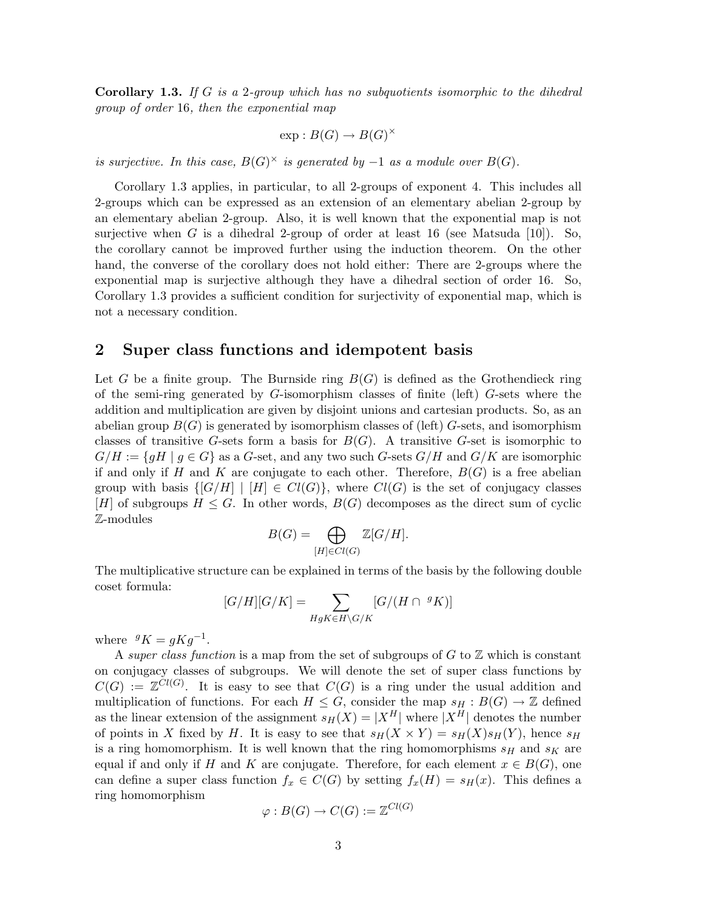**Corollary 1.3.** *If $G$ is a 2-group which has no subquotients isomorphic to the dihedral group of order 16, then the exponential map*

$$\exp : B(G) \to B(G)^\times$$

*is surjective. In this case, $B(G)^\times$ is generated by $-1$ as a module over $B(G)$.*

Corollary 1.3 applies, in particular, to all 2-groups of exponent 4. This includes all 2-groups which can be expressed as an extension of an elementary abelian 2-group by an elementary abelian 2-group. Also, it is well known that the exponential map is not surjective when $G$ is a dihedral 2-group of order at least 16 (see Matsuda [10]). So, the corollary cannot be improved further using the induction theorem. On the other hand, the converse of the corollary does not hold either: There are 2-groups where the exponential map is surjective although they have a dihedral section of order 16. So, Corollary 1.3 provides a sufficient condition for surjectivity of exponential map, which is not a necessary condition.

## 2 Super class functions and idempotent basis

Let $G$ be a finite group. The Burnside ring $B(G)$ is defined as the Grothendieck ring of the semi-ring generated by $G$-isomorphism classes of finite (left) $G$-sets where the addition and multiplication are given by disjoint unions and cartesian products. So, as an abelian group $B(G)$ is generated by isomorphism classes of (left) $G$-sets, and isomorphism classes of transitive $G$-sets form a basis for $B(G)$. A transitive $G$-set is isomorphic to $G/H := \{gH \mid g \in G\}$ as a $G$-set, and any two such $G$-sets $G/H$ and $G/K$ are isomorphic if and only if $H$ and $K$ are conjugate to each other. Therefore, $B(G)$ is a free abelian group with basis $\{[G/H] \mid [H] \in Cl(G)\}$, where $Cl(G)$ is the set of conjugacy classes $[H]$ of subgroups $H \leq G$. In other words, $B(G)$ decomposes as the direct sum of cyclic $\mathbb{Z}$-modules

$$B(G) = \bigoplus_{[H] \in Cl(G)} \mathbb{Z}[G/H].$$

The multiplicative structure can be explained in terms of the basis by the following double coset formula:

$$[G/H][G/K] = \sum_{HgK \in H \backslash G/K} [G/(H \cap {}^gK)]$$

where ${}^gK = gKg^{-1}$.

A *super class function* is a map from the set of subgroups of $G$ to $\mathbb{Z}$ which is constant on conjugacy classes of subgroups. We will denote the set of super class functions by $C(G) := \mathbb{Z}^{Cl(G)}$. It is easy to see that $C(G)$ is a ring under the usual addition and multiplication of functions. For each $H \leq G$, consider the map $s_H : B(G) \to \mathbb{Z}$ defined as the linear extension of the assignment $s_H(X) = |X^H|$ where $|X^H|$ denotes the number of points in $X$ fixed by $H$. It is easy to see that $s_H(X \times Y) = s_H(X)s_H(Y)$, hence $s_H$ is a ring homomorphism. It is well known that the ring homomorphisms $s_H$ and $s_K$ are equal if and only if $H$ and $K$ are conjugate. Therefore, for each element $x \in B(G)$, one can define a super class function $f_x \in C(G)$ by setting $f_x(H) = s_H(x)$. This defines a ring homomorphism

$$\varphi : B(G) \to C(G) := \mathbb{Z}^{Cl(G)}$$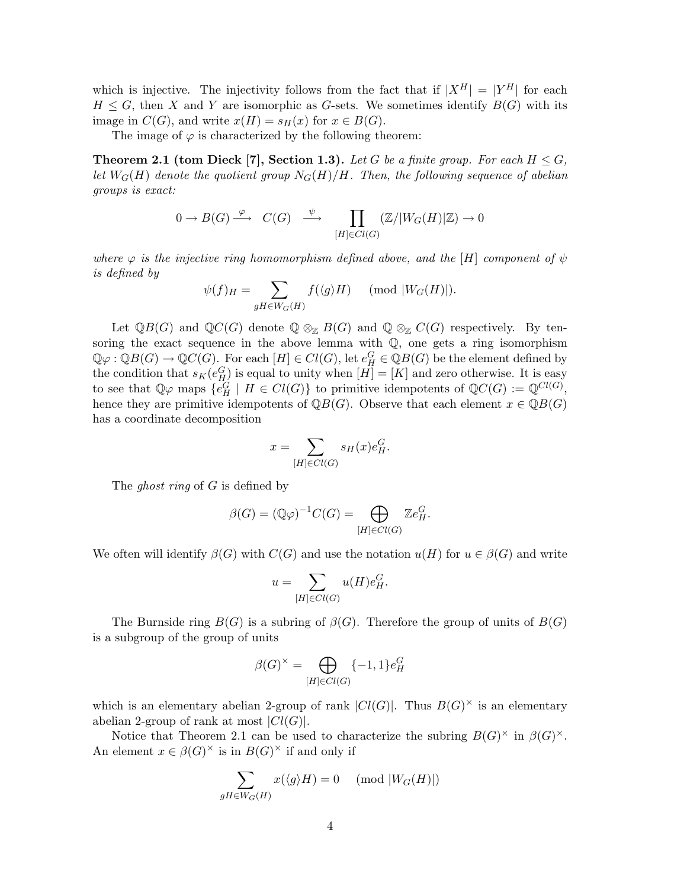which is injective. The injectivity follows from the fact that if $|X^H| = |Y^H|$ for each $H \leq G$, then $X$ and $Y$ are isomorphic as $G$-sets. We sometimes identify $B(G)$ with its image in $C(G)$, and write $x(H) = s_H(x)$ for $x \in B(G)$.

The image of $\varphi$ is characterized by the following theorem:

**Theorem 2.1 (tom Dieck [7], Section 1.3).** *Let $G$ be a finite group. For each $H \leq G$, let $W_G(H)$ denote the quotient group $N_G(H)/H$. Then, the following sequence of abelian groups is exact:*

$$0 \to B(G) \xrightarrow{\ \varphi\ } C(G) \xrightarrow{\ \psi\ } \prod_{[H] \in Cl(G)} (\mathbb{Z}/|W_G(H)|\mathbb{Z}) \to 0$$

*where $\varphi$ is the injective ring homomorphism defined above, and the $[H]$ component of $\psi$ is defined by*

$$\psi(f)_H = \sum_{gH \in W_G(H)} f(\langle g \rangle H) \pmod{|W_G(H)|}.$$

Let $\mathbb{Q}B(G)$ and $\mathbb{Q}C(G)$ denote $\mathbb{Q} \otimes_{\mathbb{Z}} B(G)$ and $\mathbb{Q} \otimes_{\mathbb{Z}} C(G)$ respectively. By tensoring the exact sequence in the above lemma with $\mathbb{Q}$, one gets a ring isomorphism $\mathbb{Q}\varphi : \mathbb{Q}B(G) \to \mathbb{Q}C(G)$. For each $[H] \in Cl(G)$, let $e_H^G \in \mathbb{Q}B(G)$ be the element defined by the condition that $s_K(e_H^G)$ is equal to unity when $[H] = [K]$ and zero otherwise. It is easy to see that $\mathbb{Q}\varphi$ maps $\{e_H^G \mid H \in Cl(G)\}$ to primitive idempotents of $\mathbb{Q}C(G) := \mathbb{Q}^{Cl(G)}$, hence they are primitive idempotents of $\mathbb{Q}B(G)$. Observe that each element $x \in \mathbb{Q}B(G)$ has a coordinate decomposition

$$x = \sum_{[H] \in Cl(G)} s_H(x) e_H^G.$$

The *ghost ring* of $G$ is defined by

$$\beta(G) = (\mathbb{Q}\varphi)^{-1} C(G) = \bigoplus_{[H] \in Cl(G)} \mathbb{Z} e_H^G.$$

We often will identify $\beta(G)$ with $C(G)$ and use the notation $u(H)$ for $u \in \beta(G)$ and write

$$u = \sum_{[H] \in Cl(G)} u(H) e_H^G.$$

The Burnside ring $B(G)$ is a subring of $\beta(G)$. Therefore the group of units of $B(G)$ is a subgroup of the group of units

$$\beta(G)^\times = \bigoplus_{[H] \in Cl(G)} \{-1, 1\} e_H^G$$

which is an elementary abelian 2-group of rank $|Cl(G)|$. Thus $B(G)^\times$ is an elementary abelian 2-group of rank at most $|Cl(G)|$.

Notice that Theorem 2.1 can be used to characterize the subring $B(G)^\times$ in $\beta(G)^\times$. An element $x \in \beta(G)^\times$ is in $B(G)^\times$ if and only if

$$\sum_{gH \in W_G(H)} x(\langle g \rangle H) = 0 \pmod{|W_G(H)|}$$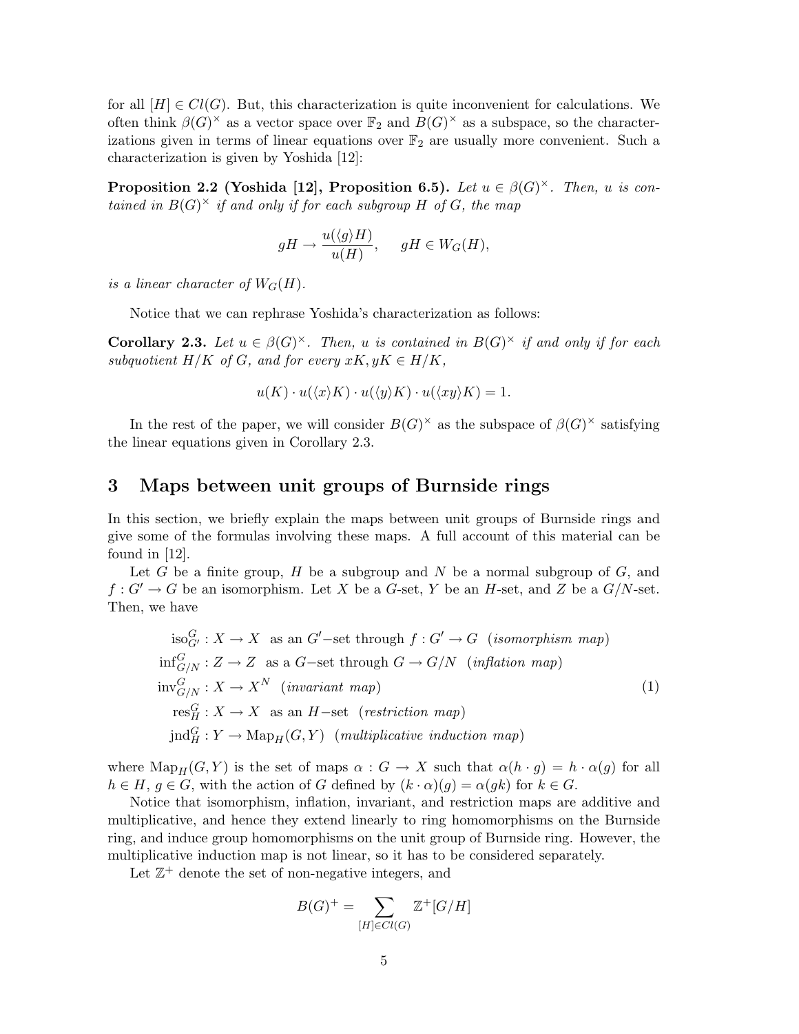for all $[H] \in Cl(G)$. But, this characterization is quite inconvenient for calculations. We often think $\beta(G)^\times$ as a vector space over $\mathbb{F}_2$ and $B(G)^\times$ as a subspace, so the characterizations given in terms of linear equations over $\mathbb{F}_2$ are usually more convenient. Such a characterization is given by Yoshida [12]:

**Proposition 2.2 (Yoshida [12], Proposition 6.5).** *Let $u \in \beta(G)^\times$. Then, $u$ is contained in $B(G)^\times$ if and only if for each subgroup $H$ of $G$, the map*

$$gH \to \frac{u(\langle g\rangle H)}{u(H)}, \quad gH \in W_G(H),$$

*is a linear character of $W_G(H)$.*

Notice that we can rephrase Yoshida's characterization as follows:

**Corollary 2.3.** *Let $u \in \beta(G)^\times$. Then, $u$ is contained in $B(G)^\times$ if and only if for each subquotient $H/K$ of $G$, and for every $xK, yK \in H/K$,*

$$u(K) \cdot u(\langle x\rangle K) \cdot u(\langle y\rangle K) \cdot u(\langle xy\rangle K) = 1.$$

In the rest of the paper, we will consider $B(G)^\times$ as the subspace of $\beta(G)^\times$ satisfying the linear equations given in Corollary 2.3.

## 3 Maps between unit groups of Burnside rings

In this section, we briefly explain the maps between unit groups of Burnside rings and give some of the formulas involving these maps. A full account of this material can be found in [12].

Let $G$ be a finite group, $H$ be a subgroup and $N$ be a normal subgroup of $G$, and $f : G' \to G$ be an isomorphism. Let $X$ be a $G$-set, $Y$ be an $H$-set, and $Z$ be a $G/N$-set. Then, we have

$$\begin{aligned}
\mathrm{iso}^G_{G'} &: X \to X \text{ as an } G'\text{-set through } f : G' \to G \ \ (\textit{isomorphism map}) \\
\mathrm{inf}^G_{G/N} &: Z \to Z \text{ as a } G\text{-set through } G \to G/N \ \ (\textit{inflation map}) \\
\mathrm{inv}^G_{G/N} &: X \to X^N \ \ (\textit{invariant map}) \\
\mathrm{res}^G_H &: X \to X \text{ as an } H\text{-set} \ \ (\textit{restriction map}) \\
\mathrm{jnd}^G_H &: Y \to \mathrm{Map}_H(G, Y) \ \ (\textit{multiplicative induction map})
\end{aligned} \tag{1}$$

where $\mathrm{Map}_H(G, Y)$ is the set of maps $\alpha : G \to X$ such that $\alpha(h \cdot g) = h \cdot \alpha(g)$ for all $h \in H$, $g \in G$, with the action of $G$ defined by $(k \cdot \alpha)(g) = \alpha(gk)$ for $k \in G$.

Notice that isomorphism, inflation, invariant, and restriction maps are additive and multiplicative, and hence they extend linearly to ring homomorphisms on the Burnside ring, and induce group homomorphisms on the unit group of Burnside ring. However, the multiplicative induction map is not linear, so it has to be considered separately.

Let $\mathbb{Z}^+$ denote the set of non-negative integers, and

$$B(G)^+ = \sum_{[H] \in Cl(G)} \mathbb{Z}^+[G/H]$$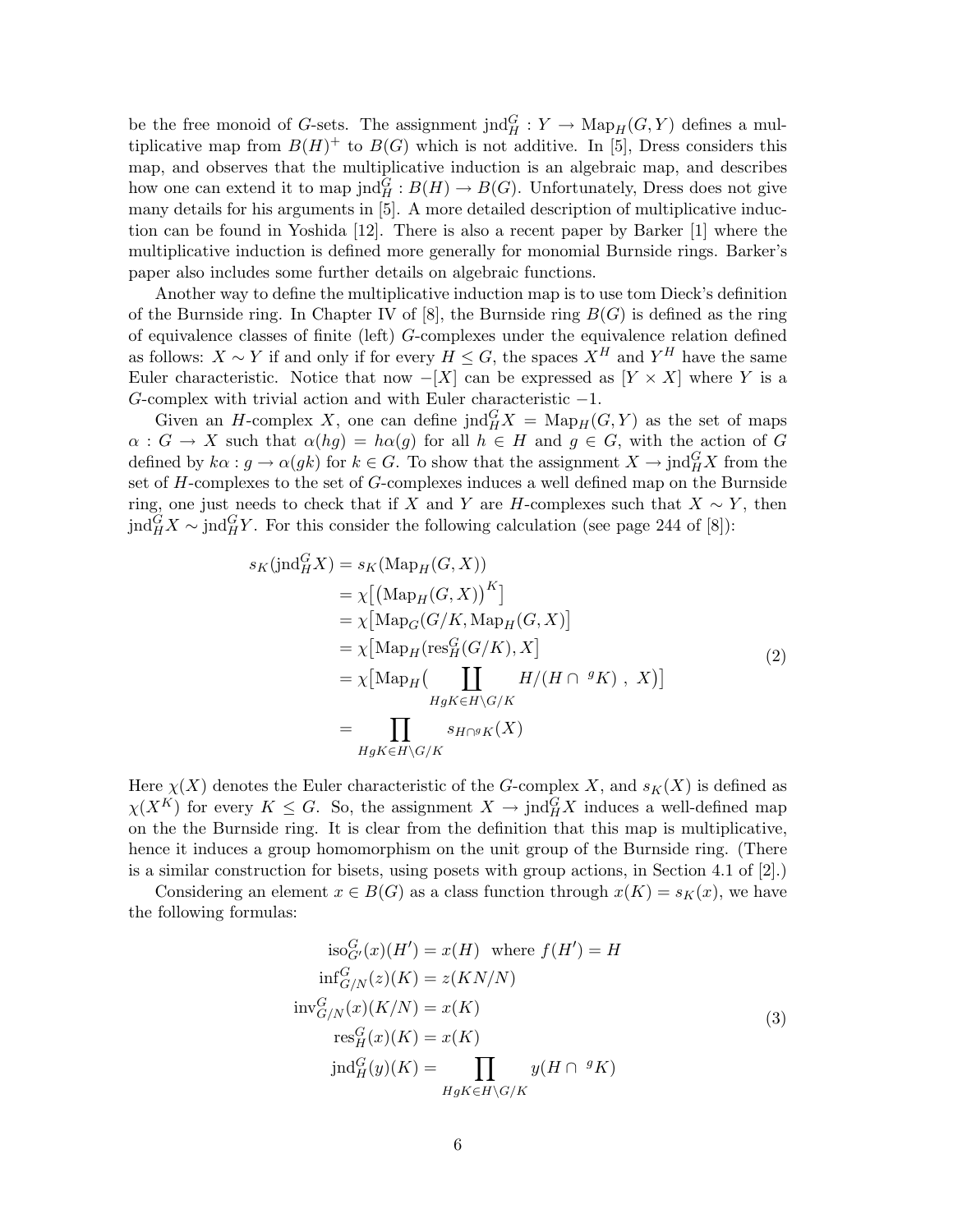be the free monoid of $G$-sets. The assignment $\mathrm{jnd}_H^G : Y \to \mathrm{Map}_H(G, Y)$ defines a multiplicative map from $B(H)^+$ to $B(G)$ which is not additive. In [5], Dress considers this map, and observes that the multiplicative induction is an algebraic map, and describes how one can extend it to map $\mathrm{jnd}_H^G : B(H) \to B(G)$. Unfortunately, Dress does not give many details for his arguments in [5]. A more detailed description of multiplicative induction can be found in Yoshida [12]. There is also a recent paper by Barker [1] where the multiplicative induction is defined more generally for monomial Burnside rings. Barker's paper also includes some further details on algebraic functions.

Another way to define the multiplicative induction map is to use tom Dieck's definition of the Burnside ring. In Chapter IV of [8], the Burnside ring $B(G)$ is defined as the ring of equivalence classes of finite (left) $G$-complexes under the equivalence relation defined as follows: $X \sim Y$ if and only if for every $H \leq G$, the spaces $X^H$ and $Y^H$ have the same Euler characteristic. Notice that now $-[X]$ can be expressed as $[Y \times X]$ where $Y$ is a $G$-complex with trivial action and with Euler characteristic $-1$.

Given an $H$-complex $X$, one can define $\mathrm{jnd}_H^G X = \mathrm{Map}_H(G, Y)$ as the set of maps $\alpha : G \to X$ such that $\alpha(hg) = h\alpha(g)$ for all $h \in H$ and $g \in G$, with the action of $G$ defined by $k\alpha : g \to \alpha(gk)$ for $k \in G$. To show that the assignment $X \to \mathrm{jnd}_H^G X$ from the set of $H$-complexes to the set of $G$-complexes induces a well defined map on the Burnside ring, one just needs to check that if $X$ and $Y$ are $H$-complexes such that $X \sim Y$, then $\mathrm{jnd}_H^G X \sim \mathrm{jnd}_H^G Y$. For this consider the following calculation (see page 244 of [8]):

$$
\begin{aligned}
s_K(\mathrm{jnd}_H^G X) &= s_K(\mathrm{Map}_H(G, X)) \\
&= \chi\big[\big(\mathrm{Map}_H(G, X)\big)^K\big] \\
&= \chi\big[\mathrm{Map}_G(G/K, \mathrm{Map}_H(G, X)\big] \\
&= \chi\big[\mathrm{Map}_H(\mathrm{res}_H^G(G/K), X\big] \\
&= \chi\big[\mathrm{Map}_H\big(\coprod_{HgK \in H\backslash G/K} H/(H \cap {}^gK)\ ,\ X\big)\big] \\
&= \prod_{HgK \in H\backslash G/K} s_{H \cap {}^gK}(X)
\end{aligned}
\tag{2}
$$

Here $\chi(X)$ denotes the Euler characteristic of the $G$-complex $X$, and $s_K(X)$ is defined as $\chi(X^K)$ for every $K \leq G$. So, the assignment $X \to \mathrm{jnd}_H^G X$ induces a well-defined map on the the Burnside ring. It is clear from the definition that this map is multiplicative, hence it induces a group homomorphism on the unit group of the Burnside ring. (There is a similar construction for bisets, using posets with group actions, in Section 4.1 of [2].)

Considering an element $x \in B(G)$ as a class function through $x(K) = s_K(x)$, we have the following formulas:

$$
\begin{aligned}
\mathrm{iso}_{G'}^G(x)(H') &= x(H) \quad \text{where } f(H') = H \\
\mathrm{inf}_{G/N}^G(z)(K) &= z(KN/N) \\
\mathrm{inv}_{G/N}^G(x)(K/N) &= x(K) \\
\mathrm{res}_H^G(x)(K) &= x(K) \\
\mathrm{jnd}_H^G(y)(K) &= \prod_{HgK \in H\backslash G/K} y(H \cap {}^gK)
\end{aligned}
\tag{3}
$$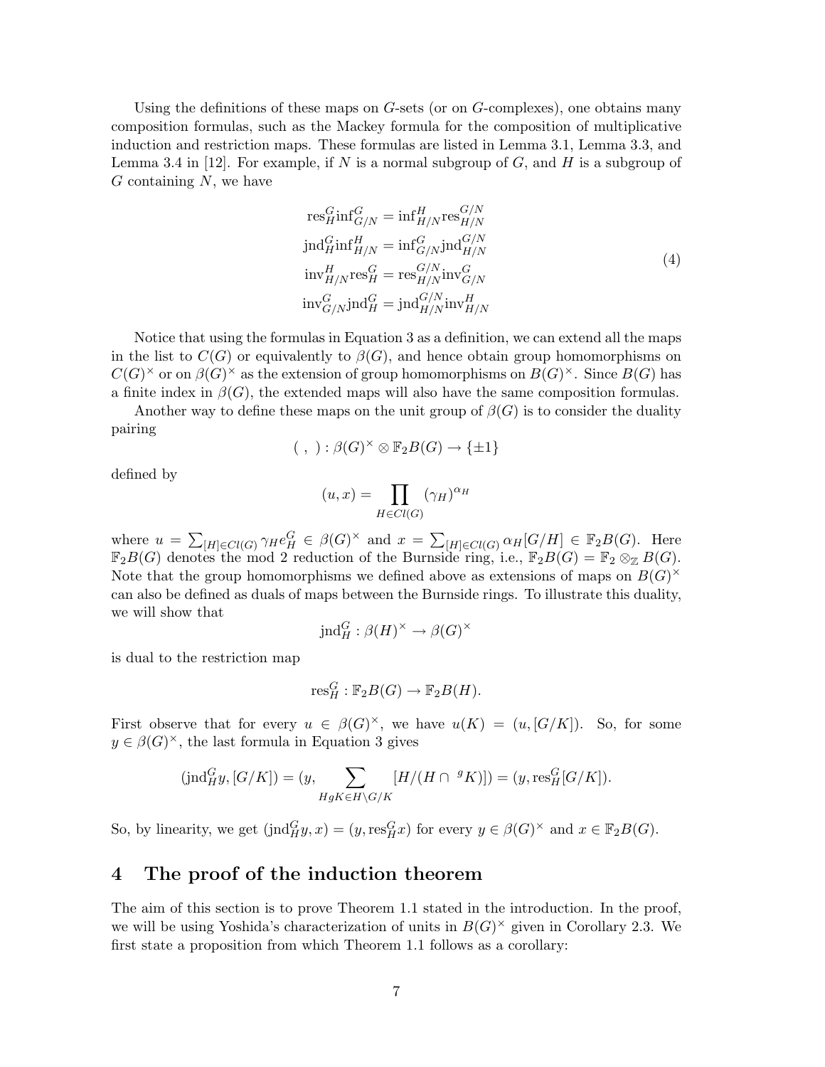Using the definitions of these maps on $G$-sets (or on $G$-complexes), one obtains many composition formulas, such as the Mackey formula for the composition of multiplicative induction and restriction maps. These formulas are listed in Lemma 3.1, Lemma 3.3, and Lemma 3.4 in [12]. For example, if $N$ is a normal subgroup of $G$, and $H$ is a subgroup of $G$ containing $N$, we have

$$
\begin{aligned}
\mathrm{res}^G_H \mathrm{inf}^G_{G/N} &= \mathrm{inf}^H_{H/N} \mathrm{res}^{G/N}_{H/N} \\
\mathrm{jnd}^G_H \mathrm{inf}^H_{H/N} &= \mathrm{inf}^G_{G/N} \mathrm{jnd}^{G/N}_{H/N} \\
\mathrm{inv}^H_{H/N} \mathrm{res}^G_H &= \mathrm{res}^{G/N}_{H/N} \mathrm{inv}^G_{G/N} \\
\mathrm{inv}^G_{G/N} \mathrm{jnd}^G_H &= \mathrm{jnd}^{G/N}_{H/N} \mathrm{inv}^H_{H/N}
\end{aligned}
\tag{4}
$$

Notice that using the formulas in Equation 3 as a definition, we can extend all the maps in the list to $C(G)$ or equivalently to $\beta(G)$, and hence obtain group homomorphisms on $C(G)^\times$ or on $\beta(G)^\times$ as the extension of group homomorphisms on $B(G)^\times$. Since $B(G)$ has a finite index in $\beta(G)$, the extended maps will also have the same composition formulas.

Another way to define these maps on the unit group of $\beta(G)$ is to consider the duality pairing

$$( \ , \ ) : \beta(G)^\times \otimes \mathbb{F}_2 B(G) \to \{\pm 1\}$$

defined by

$$(u, x) = \prod_{H \in Cl(G)} (\gamma_H)^{\alpha_H}$$

where $u = \sum_{[H] \in Cl(G)} \gamma_H e^G_H \in \beta(G)^\times$ and $x = \sum_{[H] \in Cl(G)} \alpha_H [G/H] \in \mathbb{F}_2 B(G)$. Here $\mathbb{F}_2 B(G)$ denotes the mod 2 reduction of the Burnside ring, i.e., $\mathbb{F}_2 B(G) = \mathbb{F}_2 \otimes_{\mathbb{Z}} B(G)$. Note that the group homomorphisms we defined above as extensions of maps on $B(G)^\times$ can also be defined as duals of maps between the Burnside rings. To illustrate this duality, we will show that

$$\mathrm{jnd}^G_H : \beta(H)^\times \to \beta(G)^\times$$

is dual to the restriction map

$$\mathrm{res}^G_H : \mathbb{F}_2 B(G) \to \mathbb{F}_2 B(H).$$

First observe that for every $u \in \beta(G)^\times$, we have $u(K) = (u, [G/K])$. So, for some $y \in \beta(G)^\times$, the last formula in Equation 3 gives

$$(\mathrm{jnd}^G_H y, [G/K]) = (y, \sum_{HgK \in H \backslash G/K} [H/(H \cap {}^g K)]) = (y, \mathrm{res}^G_H [G/K]).$$

So, by linearity, we get $(\mathrm{jnd}^G_H y, x) = (y, \mathrm{res}^G_H x)$ for every $y \in \beta(G)^\times$ and $x \in \mathbb{F}_2 B(G)$.

# 4 The proof of the induction theorem

The aim of this section is to prove Theorem 1.1 stated in the introduction. In the proof, we will be using Yoshida's characterization of units in $B(G)^\times$ given in Corollary 2.3. We first state a proposition from which Theorem 1.1 follows as a corollary: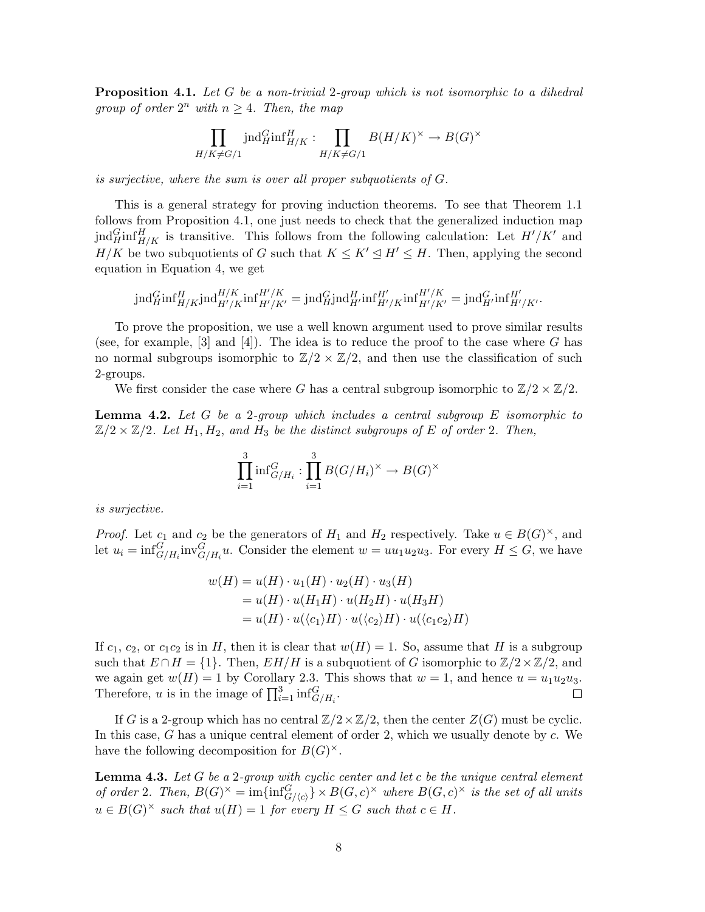**Proposition 4.1.** *Let $G$ be a non-trivial 2-group which is not isomorphic to a dihedral group of order $2^n$ with $n \geq 4$. Then, the map*

$$\prod_{H/K \neq G/1} \mathrm{jnd}_H^G \mathrm{inf}_{H/K}^H : \prod_{H/K \neq G/1} B(H/K)^\times \to B(G)^\times$$

*is surjective, where the sum is over all proper subquotients of $G$.*

This is a general strategy for proving induction theorems. To see that Theorem 1.1 follows from Proposition 4.1, one just needs to check that the generalized induction map $\mathrm{jnd}_H^G \mathrm{inf}_{H/K}^H$ is transitive. This follows from the following calculation: Let $H'/K'$ and $H/K$ be two subquotients of $G$ such that $K \leq K' \trianglelefteq H' \leq H$. Then, applying the second equation in Equation 4, we get

$$\mathrm{jnd}_H^G \mathrm{inf}_{H/K}^H \mathrm{jnd}_{H'/K}^{H/K} \mathrm{inf}_{H'/K'}^{H'/K} = \mathrm{jnd}_H^G \mathrm{jnd}_{H'}^H \mathrm{inf}_{H'/K}^{H'} \mathrm{inf}_{H'/K'}^{H'/K} = \mathrm{jnd}_{H'}^G \mathrm{inf}_{H'/K'}^{H'}.$$

To prove the proposition, we use a well known argument used to prove similar results (see, for example, [3] and [4]). The idea is to reduce the proof to the case where $G$ has no normal subgroups isomorphic to $\mathbb{Z}/2 \times \mathbb{Z}/2$, and then use the classification of such 2-groups.

We first consider the case where $G$ has a central subgroup isomorphic to $\mathbb{Z}/2 \times \mathbb{Z}/2$.

**Lemma 4.2.** *Let $G$ be a 2-group which includes a central subgroup $E$ isomorphic to $\mathbb{Z}/2 \times \mathbb{Z}/2$. Let $H_1, H_2$, and $H_3$ be the distinct subgroups of $E$ of order 2. Then,*

$$\prod_{i=1}^{3} \mathrm{inf}_{G/H_i}^G : \prod_{i=1}^{3} B(G/H_i)^\times \to B(G)^\times$$

*is surjective.*

*Proof.* Let $c_1$ and $c_2$ be the generators of $H_1$ and $H_2$ respectively. Take $u \in B(G)^\times$, and let $u_i = \mathrm{inf}_{G/H_i}^G \mathrm{inv}_{G/H_i}^G u$. Consider the element $w = uu_1u_2u_3$. For every $H \leq G$, we have

$$\begin{aligned}
w(H) &= u(H) \cdot u_1(H) \cdot u_2(H) \cdot u_3(H) \\
&= u(H) \cdot u(H_1H) \cdot u(H_2H) \cdot u(H_3H) \\
&= u(H) \cdot u(\langle c_1 \rangle H) \cdot u(\langle c_2 \rangle H) \cdot u(\langle c_1c_2 \rangle H)
\end{aligned}$$

If $c_1$, $c_2$, or $c_1c_2$ is in $H$, then it is clear that $w(H) = 1$. So, assume that $H$ is a subgroup such that $E \cap H = \{1\}$. Then, $EH/H$ is a subquotient of $G$ isomorphic to $\mathbb{Z}/2 \times \mathbb{Z}/2$, and we again get $w(H) = 1$ by Corollary 2.3. This shows that $w = 1$, and hence $u = u_1u_2u_3$. Therefore, $u$ is in the image of $\prod_{i=1}^{3} \mathrm{inf}_{G/H_i}^G$. $\square$

If $G$ is a 2-group which has no central $\mathbb{Z}/2 \times \mathbb{Z}/2$, then the center $Z(G)$ must be cyclic. In this case, $G$ has a unique central element of order 2, which we usually denote by $c$. We have the following decomposition for $B(G)^\times$.

**Lemma 4.3.** *Let $G$ be a 2-group with cyclic center and let $c$ be the unique central element of order 2. Then, $B(G)^\times = \mathrm{im}\{\mathrm{inf}_{G/\langle c \rangle}^G\} \times B(G, c)^\times$ where $B(G, c)^\times$ is the set of all units $u \in B(G)^\times$ such that $u(H) = 1$ for every $H \leq G$ such that $c \in H$.*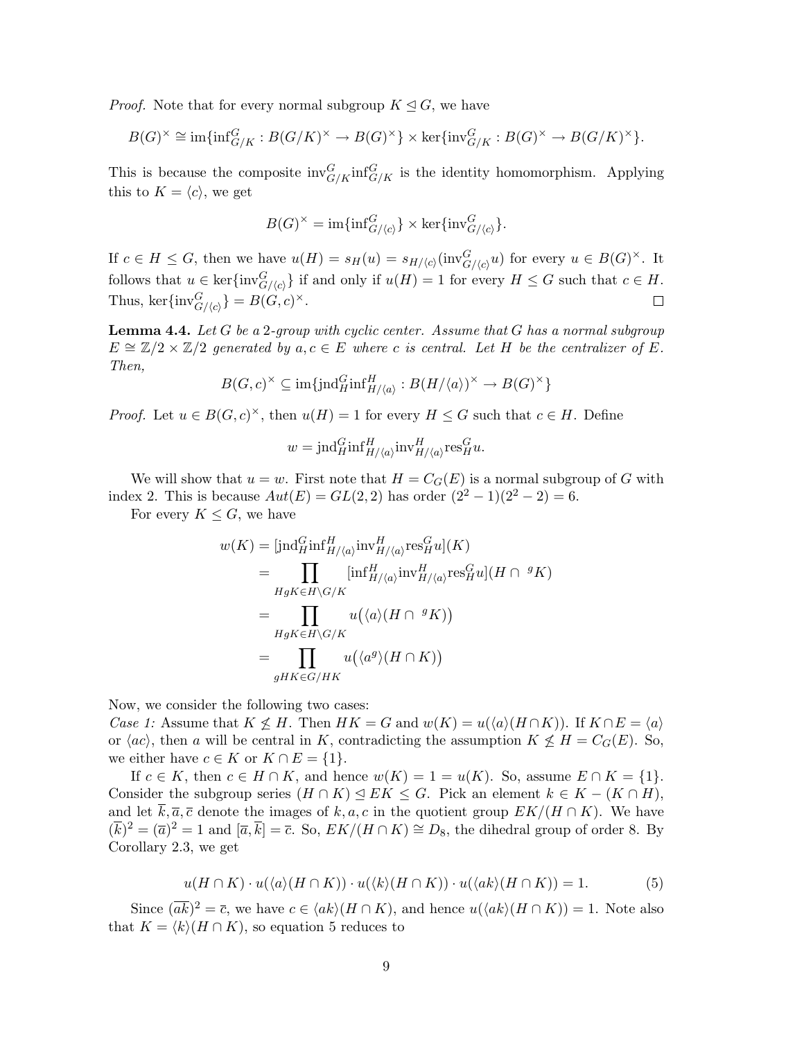*Proof.* Note that for every normal subgroup $K \trianglelefteq G$, we have

$$B(G)^\times \cong \mathrm{im}\{\mathrm{inf}^G_{G/K} : B(G/K)^\times \to B(G)^\times\} \times \ker\{\mathrm{inv}^G_{G/K} : B(G)^\times \to B(G/K)^\times\}.$$

This is because the composite $\mathrm{inv}^G_{G/K}\mathrm{inf}^G_{G/K}$ is the identity homomorphism. Applying this to $K = \langle c \rangle$, we get

$$B(G)^\times = \mathrm{im}\{\mathrm{inf}^G_{G/\langle c\rangle}\} \times \ker\{\mathrm{inv}^G_{G/\langle c\rangle}\}.$$

If $c \in H \leq G$, then we have $u(H) = s_H(u) = s_{H/\langle c\rangle}(\mathrm{inv}^G_{G/\langle c\rangle} u)$ for every $u \in B(G)^\times$. It follows that $u \in \ker\{\mathrm{inv}^G_{G/\langle c\rangle}\}$ if and only if $u(H) = 1$ for every $H \leq G$ such that $c \in H$. Thus, $\ker\{\mathrm{inv}^G_{G/\langle c\rangle}\} = B(G, c)^\times$. $\square$

**Lemma 4.4.** *Let $G$ be a 2-group with cyclic center. Assume that $G$ has a normal subgroup $E \cong \mathbb{Z}/2 \times \mathbb{Z}/2$ generated by $a, c \in E$ where $c$ is central. Let $H$ be the centralizer of $E$. Then,*

$$B(G, c)^\times \subseteq \mathrm{im}\{\mathrm{jnd}^G_H \mathrm{inf}^H_{H/\langle a\rangle} : B(H/\langle a\rangle)^\times \to B(G)^\times\}$$

*Proof.* Let $u \in B(G, c)^\times$, then $u(H) = 1$ for every $H \leq G$ such that $c \in H$. Define

$$w = \mathrm{jnd}^G_H \mathrm{inf}^H_{H/\langle a\rangle} \mathrm{inv}^H_{H/\langle a\rangle} \mathrm{res}^G_H u.$$

We will show that $u = w$. First note that $H = C_G(E)$ is a normal subgroup of $G$ with index 2. This is because $Aut(E) = GL(2, 2)$ has order $(2^2 - 1)(2^2 - 2) = 6$.

For every $K \leq G$, we have

$$\begin{aligned}
w(K) &= [\mathrm{jnd}^G_H \mathrm{inf}^H_{H/\langle a\rangle} \mathrm{inv}^H_{H/\langle a\rangle} \mathrm{res}^G_H u](K) \\
&= \prod_{HgK \in H\backslash G/K} [\mathrm{inf}^H_{H/\langle a\rangle} \mathrm{inv}^H_{H/\langle a\rangle} \mathrm{res}^G_H u](H \cap {}^gK) \\
&= \prod_{HgK \in H\backslash G/K} u\big(\langle a\rangle(H \cap {}^gK)\big) \\
&= \prod_{gHK \in G/HK} u\big(\langle a^g\rangle(H \cap K)\big)
\end{aligned}$$

Now, we consider the following two cases:

*Case 1:* Assume that $K \not\leq H$. Then $HK = G$ and $w(K) = u(\langle a\rangle(H \cap K))$. If $K \cap E = \langle a\rangle$ or $\langle ac\rangle$, then $a$ will be central in $K$, contradicting the assumption $K \not\leq H = C_G(E)$. So, we either have $c \in K$ or $K \cap E = \{1\}$.

If $c \in K$, then $c \in H \cap K$, and hence $w(K) = 1 = u(K)$. So, assume $E \cap K = \{1\}$. Consider the subgroup series $(H \cap K) \trianglelefteq EK \leq G$. Pick an element $k \in K - (K \cap H)$, and let $\overline{k}, \overline{a}, \overline{c}$ denote the images of $k, a, c$ in the quotient group $EK/(H \cap K)$. We have $(\overline{k})^2 = (\overline{a})^2 = 1$ and $[\overline{a}, \overline{k}] = \overline{c}$. So, $EK/(H \cap K) \cong D_8$, the dihedral group of order 8. By Corollary 2.3, we get

$$u(H \cap K) \cdot u(\langle a\rangle(H \cap K)) \cdot u(\langle k\rangle(H \cap K)) \cdot u(\langle ak\rangle(H \cap K)) = 1. \tag{5}$$

Since $(\overline{ak})^2 = \overline{c}$, we have $c \in \langle ak\rangle(H \cap K)$, and hence $u(\langle ak\rangle(H \cap K)) = 1$. Note also that $K = \langle k\rangle(H \cap K)$, so equation 5 reduces to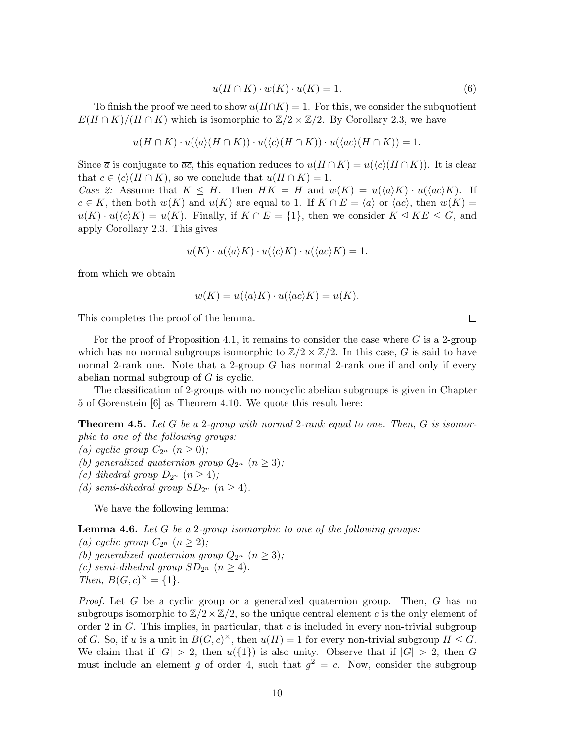$$u(H \cap K) \cdot w(K) \cdot u(K) = 1. \tag{6}$$

To finish the proof we need to show $u(H \cap K) = 1$. For this, we consider the subquotient $E(H \cap K)/(H \cap K)$ which is isomorphic to $\mathbb{Z}/2 \times \mathbb{Z}/2$. By Corollary 2.3, we have

$$u(H \cap K) \cdot u(\langle a \rangle (H \cap K)) \cdot u(\langle c \rangle (H \cap K)) \cdot u(\langle ac \rangle (H \cap K)) = 1.$$

Since $\overline{a}$ is conjugate to $\overline{ac}$, this equation reduces to $u(H \cap K) = u(\langle c \rangle (H \cap K))$. It is clear that $c \in \langle c \rangle (H \cap K)$, so we conclude that $u(H \cap K) = 1$.

*Case 2:* Assume that $K \leq H$. Then $HK = H$ and $w(K) = u(\langle a \rangle K) \cdot u(\langle ac \rangle K)$. If $c \in K$, then both $w(K)$ and $u(K)$ are equal to 1. If $K \cap E = \langle a \rangle$ or $\langle ac \rangle$, then $w(K) = u(K) \cdot u(\langle c \rangle K) = u(K)$. Finally, if $K \cap E = \{1\}$, then we consider $K \trianglelefteq KE \leq G$, and apply Corollary 2.3. This gives

$$u(K) \cdot u(\langle a \rangle K) \cdot u(\langle c \rangle K) \cdot u(\langle ac \rangle K) = 1.$$

from which we obtain

$$w(K) = u(\langle a \rangle K) \cdot u(\langle ac \rangle K) = u(K).$$

This completes the proof of the lemma. □

For the proof of Proposition 4.1, it remains to consider the case where $G$ is a 2-group which has no normal subgroups isomorphic to $\mathbb{Z}/2 \times \mathbb{Z}/2$. In this case, $G$ is said to have normal 2-rank one. Note that a 2-group $G$ has normal 2-rank one if and only if every abelian normal subgroup of $G$ is cyclic.

The classification of 2-groups with no noncyclic abelian subgroups is given in Chapter 5 of Gorenstein [6] as Theorem 4.10. We quote this result here:

**Theorem 4.5.** *Let $G$ be a 2-group with normal 2-rank equal to one. Then, $G$ is isomorphic to one of the following groups:*
*(a) cyclic group $C_{2^n}$ $(n \geq 0)$;*
*(b) generalized quaternion group $Q_{2^n}$ $(n \geq 3)$;*
*(c) dihedral group $D_{2^n}$ $(n \geq 4)$;*
*(d) semi-dihedral group $SD_{2^n}$ $(n \geq 4)$.*

We have the following lemma:

**Lemma 4.6.** *Let $G$ be a 2-group isomorphic to one of the following groups:*
*(a) cyclic group $C_{2^n}$ $(n \geq 2)$;*
*(b) generalized quaternion group $Q_{2^n}$ $(n \geq 3)$;*
*(c) semi-dihedral group $SD_{2^n}$ $(n \geq 4)$.*
*Then, $B(G, c)^{\times} = \{1\}$.*

*Proof.* Let $G$ be a cyclic group or a generalized quaternion group. Then, $G$ has no subgroups isomorphic to $\mathbb{Z}/2 \times \mathbb{Z}/2$, so the unique central element $c$ is the only element of order 2 in $G$. This implies, in particular, that $c$ is included in every non-trivial subgroup of $G$. So, if $u$ is a unit in $B(G, c)^{\times}$, then $u(H) = 1$ for every non-trivial subgroup $H \leq G$. We claim that if $|G| > 2$, then $u(\{1\})$ is also unity. Observe that if $|G| > 2$, then $G$ must include an element $g$ of order 4, such that $g^2 = c$. Now, consider the subgroup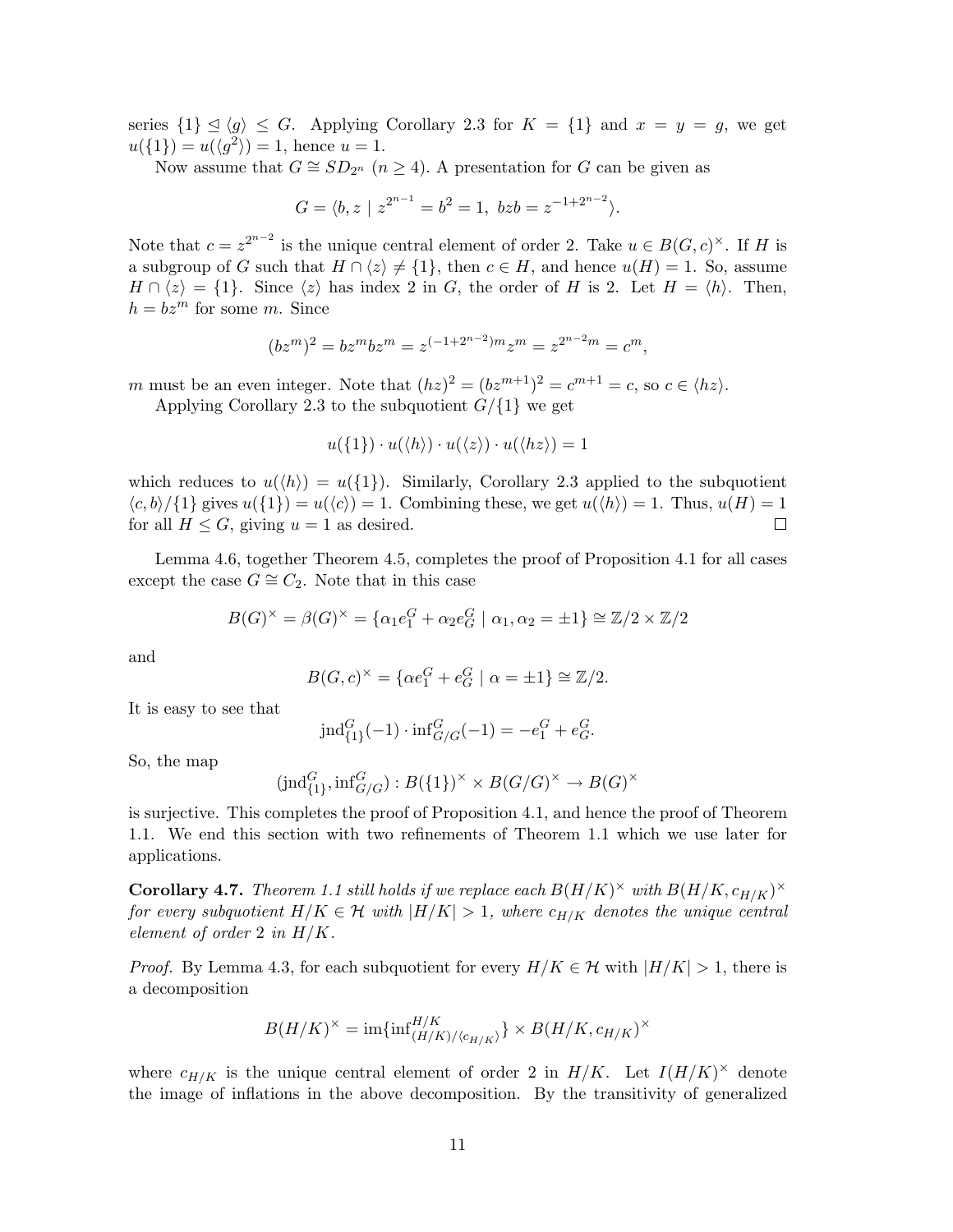series $\{1\} \trianglelefteq \langle g \rangle \leq G$. Applying Corollary 2.3 for $K = \{1\}$ and $x = y = g$, we get $u(\{1\}) = u(\langle g^2 \rangle) = 1$, hence $u = 1$.

Now assume that $G \cong SD_{2^n}$ ($n \geq 4$). A presentation for $G$ can be given as

$$G = \langle b, z \mid z^{2^{n-1}} = b^2 = 1,\ bzb = z^{-1+2^{n-2}} \rangle.$$

Note that $c = z^{2^{n-2}}$ is the unique central element of order 2. Take $u \in B(G, c)^\times$. If $H$ is a subgroup of $G$ such that $H \cap \langle z \rangle \neq \{1\}$, then $c \in H$, and hence $u(H) = 1$. So, assume $H \cap \langle z \rangle = \{1\}$. Since $\langle z \rangle$ has index 2 in $G$, the order of $H$ is 2. Let $H = \langle h \rangle$. Then, $h = bz^m$ for some $m$. Since

$$(bz^m)^2 = bz^m bz^m = z^{(-1+2^{n-2})m} z^m = z^{2^{n-2}m} = c^m,$$

$m$ must be an even integer. Note that $(hz)^2 = (bz^{m+1})^2 = c^{m+1} = c$, so $c \in \langle hz \rangle$.

Applying Corollary 2.3 to the subquotient $G/\{1\}$ we get

$$u(\{1\}) \cdot u(\langle h \rangle) \cdot u(\langle z \rangle) \cdot u(\langle hz \rangle) = 1$$

which reduces to $u(\langle h \rangle) = u(\{1\})$. Similarly, Corollary 2.3 applied to the subquotient $\langle c, b \rangle / \{1\}$ gives $u(\{1\}) = u(\langle c \rangle) = 1$. Combining these, we get $u(\langle h \rangle) = 1$. Thus, $u(H) = 1$ for all $H \leq G$, giving $u = 1$ as desired. □

Lemma 4.6, together Theorem 4.5, completes the proof of Proposition 4.1 for all cases except the case $G \cong C_2$. Note that in this case

$$B(G)^\times = \beta(G)^\times = \{\alpha_1 e_1^G + \alpha_2 e_G^G \mid \alpha_1, \alpha_2 = \pm 1\} \cong \mathbb{Z}/2 \times \mathbb{Z}/2$$

and

$$B(G, c)^\times = \{\alpha e_1^G + e_G^G \mid \alpha = \pm 1\} \cong \mathbb{Z}/2.$$

It is easy to see that

$$\mathrm{jnd}_{\{1\}}^G(-1) \cdot \inf_{G/G}^G(-1) = -e_1^G + e_G^G.$$

So, the map

$$(\mathrm{jnd}_{\{1\}}^G, \inf_{G/G}^G) : B(\{1\})^\times \times B(G/G)^\times \to B(G)^\times$$

is surjective. This completes the proof of Proposition 4.1, and hence the proof of Theorem 1.1. We end this section with two refinements of Theorem 1.1 which we use later for applications.

**Corollary 4.7.** *Theorem 1.1 still holds if we replace each $B(H/K)^\times$ with $B(H/K, c_{H/K})^\times$ for every subquotient $H/K \in \mathcal{H}$ with $|H/K| > 1$, where $c_{H/K}$ denotes the unique central element of order 2 in $H/K$.*

*Proof.* By Lemma 4.3, for each subquotient for every $H/K \in \mathcal{H}$ with $|H/K| > 1$, there is a decomposition

$$B(H/K)^\times = \mathrm{im}\{\inf_{(H/K)/\langle c_{H/K} \rangle}^{H/K}\} \times B(H/K, c_{H/K})^\times$$

where $c_{H/K}$ is the unique central element of order 2 in $H/K$. Let $I(H/K)^\times$ denote the image of inflations in the above decomposition. By the transitivity of generalized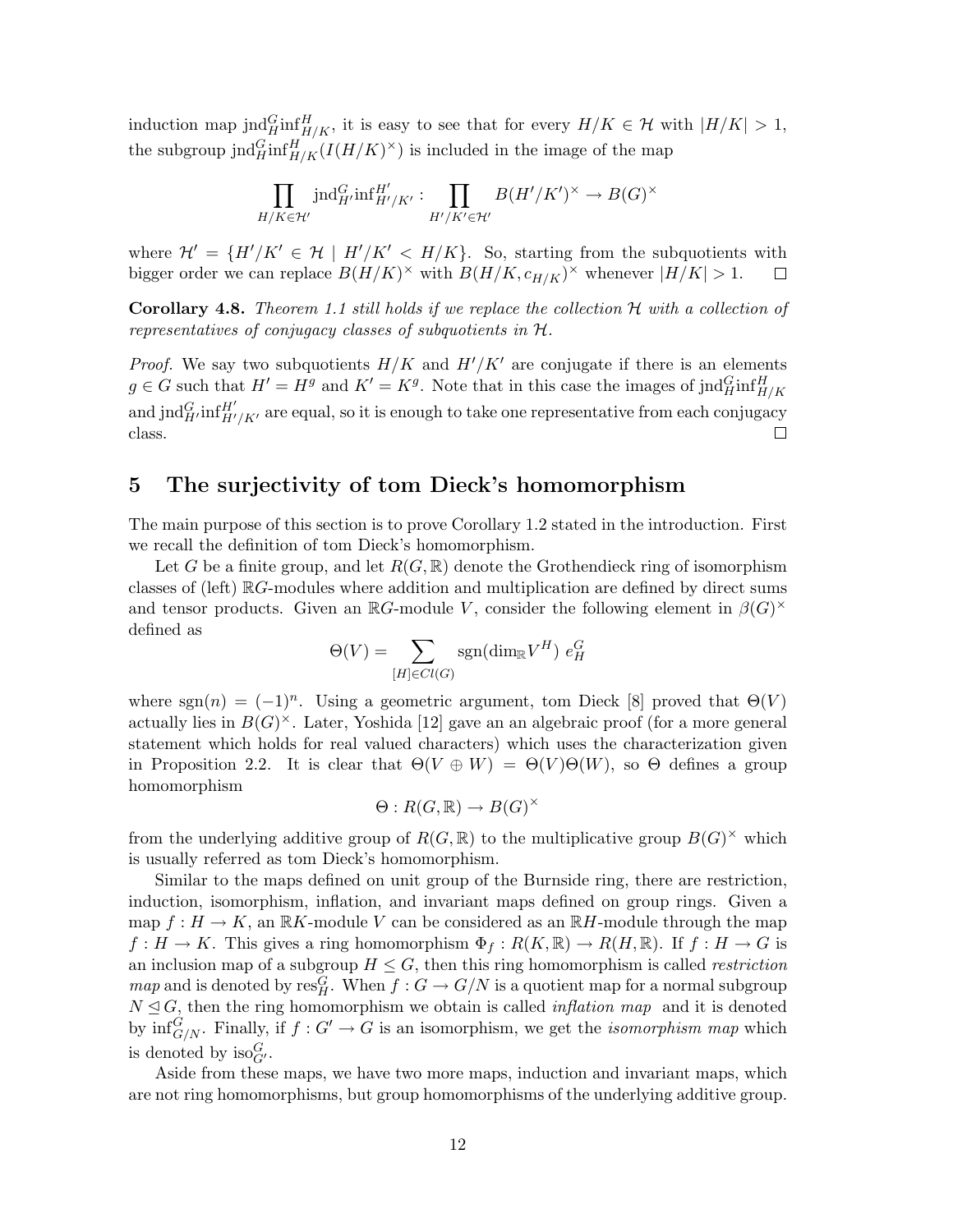induction map $\mathrm{jnd}_H^G \mathrm{inf}_{H/K}^H$, it is easy to see that for every $H/K \in \mathcal{H}$ with $|H/K| > 1$, the subgroup $\mathrm{jnd}_H^G \mathrm{inf}_{H/K}^H (I(H/K)^\times)$ is included in the image of the map

$$\prod_{H/K \in \mathcal{H}'} \mathrm{jnd}_{H'}^G \mathrm{inf}_{H'/K'}^{H'} : \prod_{H'/K' \in \mathcal{H}'} B(H'/K')^\times \to B(G)^\times$$

where $\mathcal{H}' = \{H'/K' \in \mathcal{H} \mid H'/K' < H/K\}$. So, starting from the subquotients with bigger order we can replace $B(H/K)^\times$ with $B(H/K, c_{H/K})^\times$ whenever $|H/K| > 1$. □

**Corollary 4.8.** *Theorem 1.1 still holds if we replace the collection $\mathcal{H}$ with a collection of representatives of conjugacy classes of subquotients in $\mathcal{H}$.*

*Proof.* We say two subquotients $H/K$ and $H'/K'$ are conjugate if there is an elements $g \in G$ such that $H' = H^g$ and $K' = K^g$. Note that in this case the images of $\mathrm{jnd}_H^G \mathrm{inf}_{H/K}^H$ and $\mathrm{jnd}_{H'}^G \mathrm{inf}_{H'/K'}^{H'}$ are equal, so it is enough to take one representative from each conjugacy class. □

## 5 The surjectivity of tom Dieck's homomorphism

The main purpose of this section is to prove Corollary 1.2 stated in the introduction. First we recall the definition of tom Dieck's homomorphism.

Let $G$ be a finite group, and let $R(G, \mathbb{R})$ denote the Grothendieck ring of isomorphism classes of (left) $\mathbb{R}G$-modules where addition and multiplication are defined by direct sums and tensor products. Given an $\mathbb{R}G$-module $V$, consider the following element in $\beta(G)^\times$ defined as

$$\Theta(V) = \sum_{[H] \in Cl(G)} \mathrm{sgn}(\dim_{\mathbb{R}} V^H)\ e_H^G$$

where $\mathrm{sgn}(n) = (-1)^n$. Using a geometric argument, tom Dieck [8] proved that $\Theta(V)$ actually lies in $B(G)^\times$. Later, Yoshida [12] gave an an algebraic proof (for a more general statement which holds for real valued characters) which uses the characterization given in Proposition 2.2. It is clear that $\Theta(V \oplus W) = \Theta(V)\Theta(W)$, so $\Theta$ defines a group homomorphism

$$\Theta : R(G, \mathbb{R}) \to B(G)^\times$$

from the underlying additive group of $R(G, \mathbb{R})$ to the multiplicative group $B(G)^\times$ which is usually referred as tom Dieck's homomorphism.

Similar to the maps defined on unit group of the Burnside ring, there are restriction, induction, isomorphism, inflation, and invariant maps defined on group rings. Given a map $f : H \to K$, an $\mathbb{R}K$-module $V$ can be considered as an $\mathbb{R}H$-module through the map $f : H \to K$. This gives a ring homomorphism $\Phi_f : R(K, \mathbb{R}) \to R(H, \mathbb{R})$. If $f : H \to G$ is an inclusion map of a subgroup $H \leq G$, then this ring homomorphism is called *restriction map* and is denoted by $\mathrm{res}_H^G$. When $f : G \to G/N$ is a quotient map for a normal subgroup $N \trianglelefteq G$, then the ring homomorphism we obtain is called *inflation map* and it is denoted by $\mathrm{inf}_{G/N}^G$. Finally, if $f : G' \to G$ is an isomorphism, we get the *isomorphism map* which is denoted by $\mathrm{iso}_{G'}^G$.

Aside from these maps, we have two more maps, induction and invariant maps, which are not ring homomorphisms, but group homomorphisms of the underlying additive group.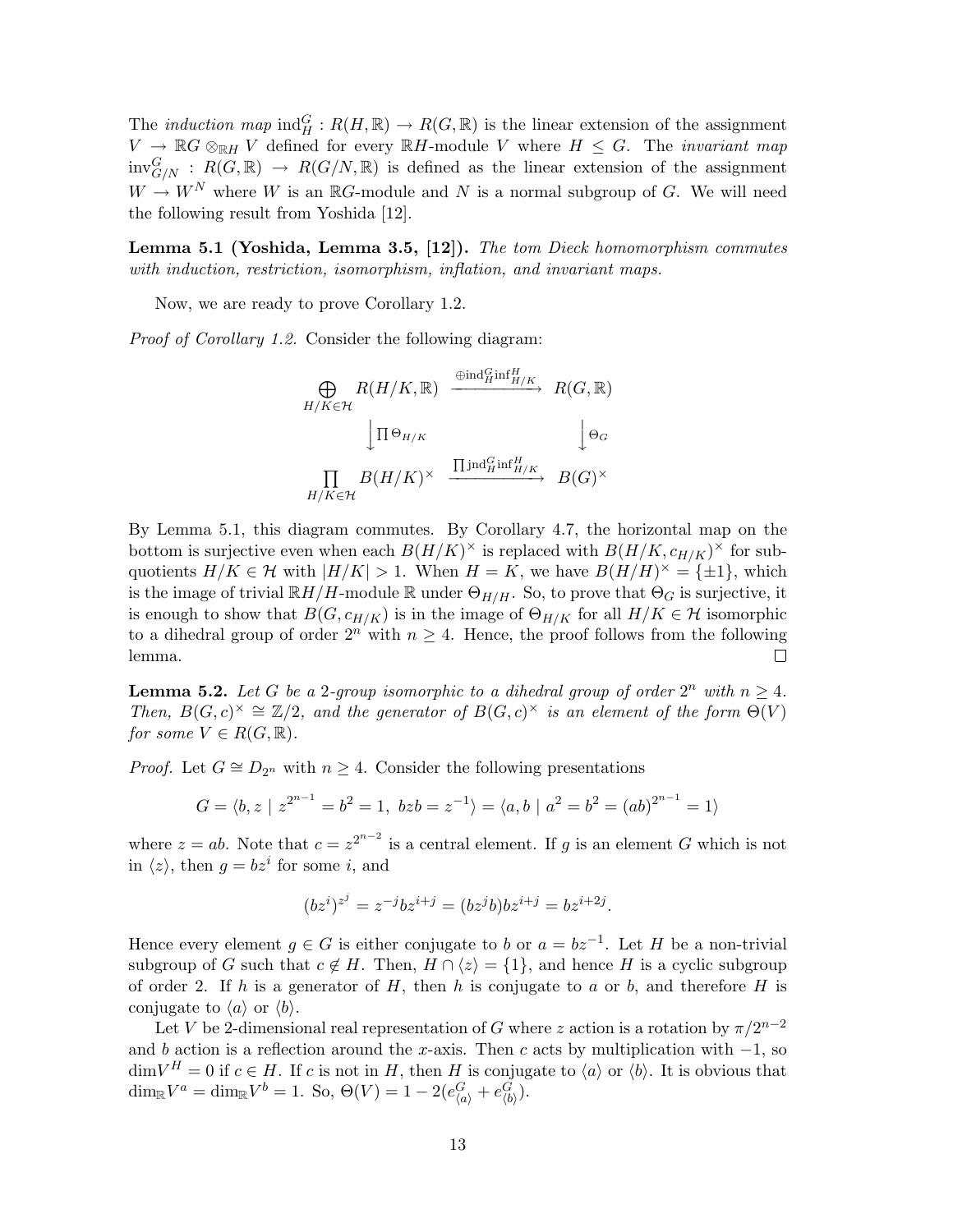The *induction map* $\mathrm{ind}_H^G : R(H, \mathbb{R}) \to R(G, \mathbb{R})$ is the linear extension of the assignment $V \to \mathbb{R}G \otimes_{\mathbb{R}H} V$ defined for every $\mathbb{R}H$-module $V$ where $H \leq G$. The *invariant map* $\mathrm{inv}_{G/N}^G : R(G, \mathbb{R}) \to R(G/N, \mathbb{R})$ is defined as the linear extension of the assignment $W \to W^N$ where $W$ is an $\mathbb{R}G$-module and $N$ is a normal subgroup of $G$. We will need the following result from Yoshida [12].

**Lemma 5.1 (Yoshida, Lemma 3.5, [12]).** *The tom Dieck homomorphism commutes with induction, restriction, isomorphism, inflation, and invariant maps.*

Now, we are ready to prove Corollary 1.2.

*Proof of Corollary 1.2.* Consider the following diagram:

$$\begin{array}{ccc}
\bigoplus_{H/K \in \mathcal{H}} R(H/K, \mathbb{R}) & \xrightarrow{\oplus \mathrm{ind}_H^G \mathrm{inf}_{H/K}^H} & R(G, \mathbb{R}) \\
\Big\downarrow \prod \Theta_{H/K} & & \Big\downarrow \Theta_G \\
\prod_{H/K \in \mathcal{H}} B(H/K)^\times & \xrightarrow{\prod \mathrm{jnd}_H^G \mathrm{inf}_{H/K}^H} & B(G)^\times
\end{array}$$

By Lemma 5.1, this diagram commutes. By Corollary 4.7, the horizontal map on the bottom is surjective even when each $B(H/K)^\times$ is replaced with $B(H/K, c_{H/K})^\times$ for subquotients $H/K \in \mathcal{H}$ with $|H/K| > 1$. When $H = K$, we have $B(H/H)^\times = \{\pm 1\}$, which is the image of trivial $\mathbb{R}H/H$-module $\mathbb{R}$ under $\Theta_{H/H}$. So, to prove that $\Theta_G$ is surjective, it is enough to show that $B(G, c_{H/K})$ is in the image of $\Theta_{H/K}$ for all $H/K \in \mathcal{H}$ isomorphic to a dihedral group of order $2^n$ with $n \geq 4$. Hence, the proof follows from the following lemma. $\square$

**Lemma 5.2.** *Let $G$ be a 2-group isomorphic to a dihedral group of order $2^n$ with $n \geq 4$. Then, $B(G, c)^\times \cong \mathbb{Z}/2$, and the generator of $B(G, c)^\times$ is an element of the form $\Theta(V)$ for some $V \in R(G, \mathbb{R})$.*

*Proof.* Let $G \cong D_{2^n}$ with $n \geq 4$. Consider the following presentations

$$G = \langle b, z \mid z^{2^{n-1}} = b^2 = 1,\ bzb = z^{-1} \rangle = \langle a, b \mid a^2 = b^2 = (ab)^{2^{n-1}} = 1 \rangle$$

where $z = ab$. Note that $c = z^{2^{n-2}}$ is a central element. If $g$ is an element $G$ which is not in $\langle z \rangle$, then $g = bz^i$ for some $i$, and

$$(bz^i)^{z^j} = z^{-j} b z^{i+j} = (bz^j b) b z^{i+j} = bz^{i+2j}.$$

Hence every element $g \in G$ is either conjugate to $b$ or $a = bz^{-1}$. Let $H$ be a non-trivial subgroup of $G$ such that $c \notin H$. Then, $H \cap \langle z \rangle = \{1\}$, and hence $H$ is a cyclic subgroup of order 2. If $h$ is a generator of $H$, then $h$ is conjugate to $a$ or $b$, and therefore $H$ is conjugate to $\langle a \rangle$ or $\langle b \rangle$.

Let $V$ be 2-dimensional real representation of $G$ where $z$ action is a rotation by $\pi/2^{n-2}$ and $b$ action is a reflection around the $x$-axis. Then $c$ acts by multiplication with $-1$, so $\dim V^H = 0$ if $c \in H$. If $c$ is not in $H$, then $H$ is conjugate to $\langle a \rangle$ or $\langle b \rangle$. It is obvious that $\dim_{\mathbb{R}} V^a = \dim_{\mathbb{R}} V^b = 1$. So, $\Theta(V) = 1 - 2(e_{\langle a \rangle}^G + e_{\langle b \rangle}^G)$.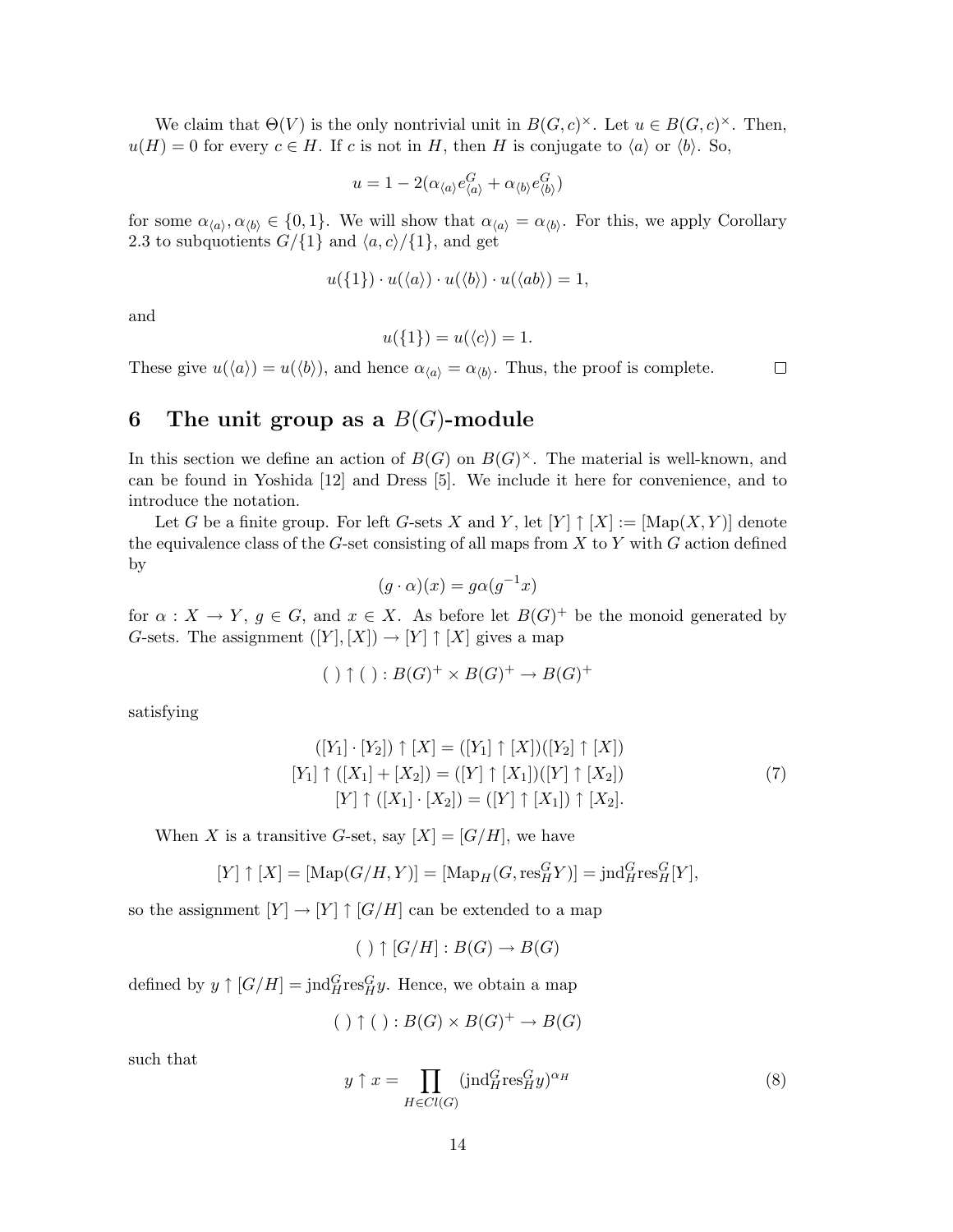We claim that $\Theta(V)$ is the only nontrivial unit in $B(G,c)^\times$. Let $u \in B(G,c)^\times$. Then, $u(H) = 0$ for every $c \in H$. If $c$ is not in $H$, then $H$ is conjugate to $\langle a \rangle$ or $\langle b \rangle$. So,

$$u = 1 - 2(\alpha_{\langle a \rangle} e^G_{\langle a \rangle} + \alpha_{\langle b \rangle} e^G_{\langle b \rangle})$$

for some $\alpha_{\langle a \rangle}, \alpha_{\langle b \rangle} \in \{0, 1\}$. We will show that $\alpha_{\langle a \rangle} = \alpha_{\langle b \rangle}$. For this, we apply Corollary 2.3 to subquotients $G/\{1\}$ and $\langle a, c \rangle/\{1\}$, and get

$$u(\{1\}) \cdot u(\langle a \rangle) \cdot u(\langle b \rangle) \cdot u(\langle ab \rangle) = 1,$$

and

$$u(\{1\}) = u(\langle c \rangle) = 1.$$

These give $u(\langle a \rangle) = u(\langle b \rangle)$, and hence $\alpha_{\langle a \rangle} = \alpha_{\langle b \rangle}$. Thus, the proof is complete. □

## 6 The unit group as a $B(G)$-module

In this section we define an action of $B(G)$ on $B(G)^\times$. The material is well-known, and can be found in Yoshida [12] and Dress [5]. We include it here for convenience, and to introduce the notation.

Let $G$ be a finite group. For left $G$-sets $X$ and $Y$, let $[Y] \uparrow [X] := [\mathrm{Map}(X,Y)]$ denote the equivalence class of the $G$-set consisting of all maps from $X$ to $Y$ with $G$ action defined by

$$(g \cdot \alpha)(x) = g\alpha(g^{-1}x)$$

for $\alpha : X \to Y$, $g \in G$, and $x \in X$. As before let $B(G)^+$ be the monoid generated by $G$-sets. The assignment $([Y],[X]) \to [Y] \uparrow [X]$ gives a map

$$(\;) \uparrow (\;) : B(G)^+ \times B(G)^+ \to B(G)^+$$

satisfying

$$\begin{aligned} ([Y_1] \cdot [Y_2]) \uparrow [X] &= ([Y_1] \uparrow [X])([Y_2] \uparrow [X]) \\ [Y_1] \uparrow ([X_1] + [X_2]) &= ([Y] \uparrow [X_1])([Y] \uparrow [X_2]) \\ [Y] \uparrow ([X_1] \cdot [X_2]) &= ([Y] \uparrow [X_1]) \uparrow [X_2]. \end{aligned} \tag{7}$$

When $X$ is a transitive $G$-set, say $[X] = [G/H]$, we have

$$[Y] \uparrow [X] = [\mathrm{Map}(G/H, Y)] = [\mathrm{Map}_H(G, \mathrm{res}^G_H Y)] = \mathrm{jnd}^G_H \mathrm{res}^G_H [Y],$$

so the assignment $[Y] \to [Y] \uparrow [G/H]$ can be extended to a map

$$(\;) \uparrow [G/H] : B(G) \to B(G)$$

defined by $y \uparrow [G/H] = \mathrm{jnd}^G_H \mathrm{res}^G_H y$. Hence, we obtain a map

$$(\;) \uparrow (\;) : B(G) \times B(G)^+ \to B(G)$$

such that

$$y \uparrow x = \prod_{H \in Cl(G)} (\mathrm{jnd}^G_H \mathrm{res}^G_H y)^{\alpha_H} \tag{8}$$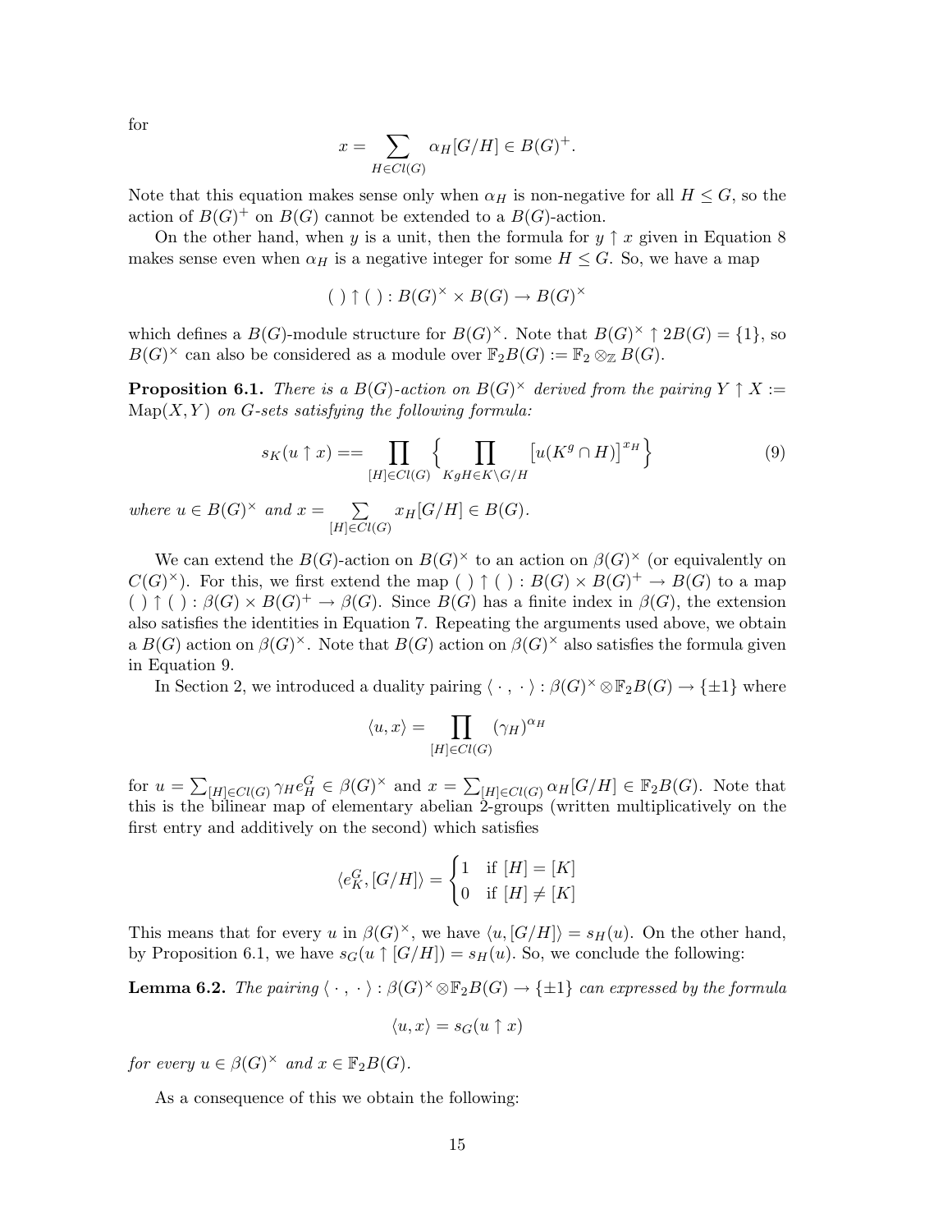for

$$x = \sum_{H \in Cl(G)} \alpha_H [G/H] \in B(G)^+.$$

Note that this equation makes sense only when $\alpha_H$ is non-negative for all $H \leq G$, so the action of $B(G)^+$ on $B(G)$ cannot be extended to a $B(G)$-action.

On the other hand, when $y$ is a unit, then the formula for $y \uparrow x$ given in Equation 8 makes sense even when $\alpha_H$ is a negative integer for some $H \leq G$. So, we have a map

$$(\ ) \uparrow (\ ) : B(G)^\times \times B(G) \to B(G)^\times$$

which defines a $B(G)$-module structure for $B(G)^\times$. Note that $B(G)^\times \uparrow 2B(G) = \{1\}$, so $B(G)^\times$ can also be considered as a module over $\mathbb{F}_2 B(G) := \mathbb{F}_2 \otimes_{\mathbb{Z}} B(G)$.

**Proposition 6.1.** *There is a $B(G)$-action on $B(G)^\times$ derived from the pairing $Y \uparrow X := \operatorname{Map}(X, Y)$ on $G$-sets satisfying the following formula:*

$$s_K(u \uparrow x) == \prod_{[H] \in Cl(G)} \Big\{ \prod_{KgH \in K \backslash G/H} \big[u(K^g \cap H)\big]^{x_H} \Big\} \tag{9}$$

*where $u \in B(G)^\times$ and $x = \sum\limits_{[H] \in Cl(G)} x_H [G/H] \in B(G)$.*

We can extend the $B(G)$-action on $B(G)^\times$ to an action on $\beta(G)^\times$ (or equivalently on $C(G)^\times$). For this, we first extend the map $(\ ) \uparrow (\ ) : B(G) \times B(G)^+ \to B(G)$ to a map $(\ ) \uparrow (\ ) : \beta(G) \times B(G)^+ \to \beta(G)$. Since $B(G)$ has a finite index in $\beta(G)$, the extension also satisfies the identities in Equation 7. Repeating the arguments used above, we obtain a $B(G)$ action on $\beta(G)^\times$. Note that $B(G)$ action on $\beta(G)^\times$ also satisfies the formula given in Equation 9.

In Section 2, we introduced a duality pairing $\langle \cdot\, , \cdot \rangle : \beta(G)^\times \otimes \mathbb{F}_2 B(G) \to \{\pm 1\}$ where

$$\langle u, x \rangle = \prod_{[H] \in Cl(G)} (\gamma_H)^{\alpha_H}$$

for $u = \sum_{[H] \in Cl(G)} \gamma_H e_H^G \in \beta(G)^\times$ and $x = \sum_{[H] \in Cl(G)} \alpha_H [G/H] \in \mathbb{F}_2 B(G)$. Note that this is the bilinear map of elementary abelian 2-groups (written multiplicatively on the first entry and additively on the second) which satisfies

$$\langle e_K^G, [G/H] \rangle = \begin{cases} 1 & \text{if } [H] = [K] \\ 0 & \text{if } [H] \neq [K] \end{cases}$$

This means that for every $u$ in $\beta(G)^\times$, we have $\langle u, [G/H] \rangle = s_H(u)$. On the other hand, by Proposition 6.1, we have $s_G(u \uparrow [G/H]) = s_H(u)$. So, we conclude the following:

**Lemma 6.2.** *The pairing $\langle \cdot\, , \cdot \rangle : \beta(G)^\times \otimes \mathbb{F}_2 B(G) \to \{\pm 1\}$ can expressed by the formula*

$$\langle u, x \rangle = s_G(u \uparrow x)$$

*for every $u \in \beta(G)^\times$ and $x \in \mathbb{F}_2 B(G)$.*

As a consequence of this we obtain the following: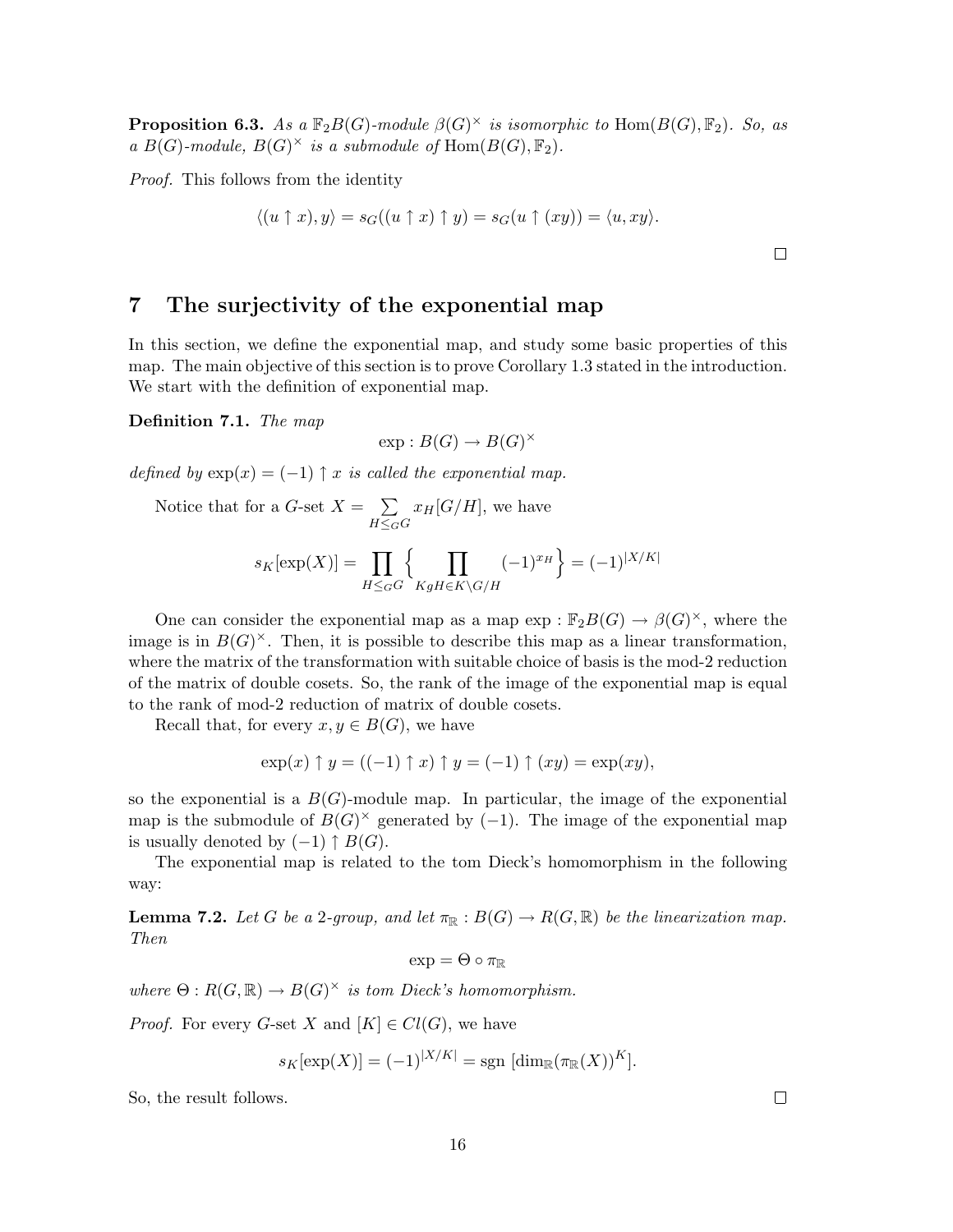**Proposition 6.3.** *As a $\mathbb{F}_2B(G)$-module $\beta(G)^\times$ is isomorphic to $\mathrm{Hom}(B(G), \mathbb{F}_2)$. So, as a $B(G)$-module, $B(G)^\times$ is a submodule of $\mathrm{Hom}(B(G), \mathbb{F}_2)$.*

*Proof.* This follows from the identity

$$\langle (u \uparrow x), y\rangle = s_G((u \uparrow x) \uparrow y) = s_G(u \uparrow (xy)) = \langle u, xy\rangle.$$

$\square$

## 7 The surjectivity of the exponential map

In this section, we define the exponential map, and study some basic properties of this map. The main objective of this section is to prove Corollary 1.3 stated in the introduction. We start with the definition of exponential map.

**Definition 7.1.** *The map*

$$\exp : B(G) \to B(G)^\times$$

*defined by $\exp(x) = (-1) \uparrow x$ is called the exponential map.*

Notice that for a $G$-set $X = \sum_{H \leq_G G} x_H [G/H]$, we have

$$s_K[\exp(X)] = \prod_{H \leq_G G} \Big\{ \prod_{KgH \in K\backslash G/H} (-1)^{x_H} \Big\} = (-1)^{|X/K|}$$

One can consider the exponential map as a map $\exp : \mathbb{F}_2 B(G) \to \beta(G)^\times$, where the image is in $B(G)^\times$. Then, it is possible to describe this map as a linear transformation, where the matrix of the transformation with suitable choice of basis is the mod-2 reduction of the matrix of double cosets. So, the rank of the image of the exponential map is equal to the rank of mod-2 reduction of matrix of double cosets.

Recall that, for every $x, y \in B(G)$, we have

$$\exp(x) \uparrow y = ((-1) \uparrow x) \uparrow y = (-1) \uparrow (xy) = \exp(xy),$$

so the exponential is a $B(G)$-module map. In particular, the image of the exponential map is the submodule of $B(G)^\times$ generated by $(-1)$. The image of the exponential map is usually denoted by $(-1) \uparrow B(G)$.

The exponential map is related to the tom Dieck's homomorphism in the following way:

**Lemma 7.2.** *Let $G$ be a 2-group, and let $\pi_{\mathbb{R}} : B(G) \to R(G, \mathbb{R})$ be the linearization map. Then*

$$\exp = \Theta \circ \pi_{\mathbb{R}}$$

*where $\Theta : R(G, \mathbb{R}) \to B(G)^\times$ is tom Dieck's homomorphism.*

*Proof.* For every $G$-set $X$ and $[K] \in Cl(G)$, we have

$$s_K[\exp(X)] = (-1)^{|X/K|} = \mathrm{sgn}\ [\dim_{\mathbb{R}}(\pi_{\mathbb{R}}(X))^K].$$

So, the result follows. $\square$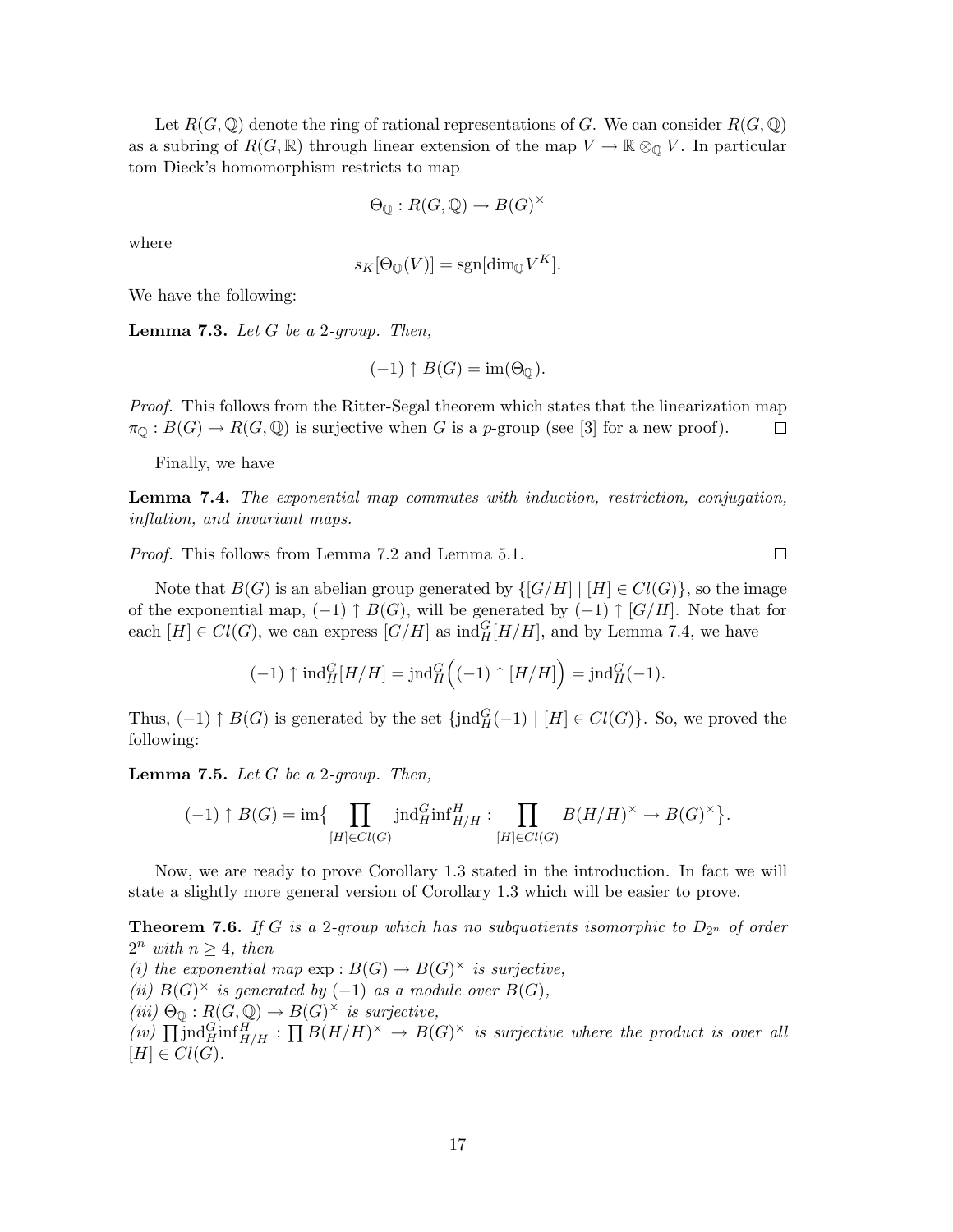Let $R(G,\mathbb{Q})$ denote the ring of rational representations of $G$. We can consider $R(G,\mathbb{Q})$ as a subring of $R(G,\mathbb{R})$ through linear extension of the map $V \to \mathbb{R}\otimes_{\mathbb{Q}} V$. In particular tom Dieck's homomorphism restricts to map

$$\Theta_{\mathbb{Q}} : R(G,\mathbb{Q}) \to B(G)^{\times}$$

where

$$s_K[\Theta_{\mathbb{Q}}(V)] = \mathrm{sgn}[\dim_{\mathbb{Q}} V^K].$$

We have the following:

**Lemma 7.3.** *Let $G$ be a 2-group. Then,*

$$(-1) \uparrow B(G) = \mathrm{im}(\Theta_{\mathbb{Q}}).$$

*Proof.* This follows from the Ritter-Segal theorem which states that the linearization map $\pi_{\mathbb{Q}} : B(G) \to R(G,\mathbb{Q})$ is surjective when $G$ is a $p$-group (see [3] for a new proof). $\square$

Finally, we have

**Lemma 7.4.** *The exponential map commutes with induction, restriction, conjugation, inflation, and invariant maps.*

*Proof.* This follows from Lemma 7.2 and Lemma 5.1. $\square$

Note that $B(G)$ is an abelian group generated by $\{[G/H] \mid [H] \in Cl(G)\}$, so the image of the exponential map, $(-1)\uparrow B(G)$, will be generated by $(-1)\uparrow [G/H]$. Note that for each $[H] \in Cl(G)$, we can express $[G/H]$ as $\mathrm{ind}_H^G[H/H]$, and by Lemma 7.4, we have

$$(-1)\uparrow \mathrm{ind}_H^G[H/H] = \mathrm{jnd}_H^G\Big((-1)\uparrow [H/H]\Big) = \mathrm{jnd}_H^G(-1).$$

Thus, $(-1)\uparrow B(G)$ is generated by the set $\{\mathrm{jnd}_H^G(-1) \mid [H] \in Cl(G)\}$. So, we proved the following:

**Lemma 7.5.** *Let $G$ be a 2-group. Then,*

$$(-1)\uparrow B(G) = \mathrm{im}\big\{ \prod_{[H]\in Cl(G)} \mathrm{jnd}_H^G \mathrm{inf}_{H/H}^H : \prod_{[H]\in Cl(G)} B(H/H)^{\times} \to B(G)^{\times} \big\}.$$

Now, we are ready to prove Corollary 1.3 stated in the introduction. In fact we will state a slightly more general version of Corollary 1.3 which will be easier to prove.

**Theorem 7.6.** *If $G$ is a 2-group which has no subquotients isomorphic to $D_{2^n}$ of order $2^n$ with $n \geq 4$, then*
*(i) the exponential map $\exp : B(G) \to B(G)^{\times}$ is surjective,*
*(ii) $B(G)^{\times}$ is generated by $(-1)$ as a module over $B(G)$,*
*(iii) $\Theta_{\mathbb{Q}} : R(G,\mathbb{Q}) \to B(G)^{\times}$ is surjective,*
*(iv) $\prod \mathrm{jnd}_H^G \mathrm{inf}_{H/H}^H : \prod B(H/H)^{\times} \to B(G)^{\times}$ is surjective where the product is over all $[H] \in Cl(G)$.*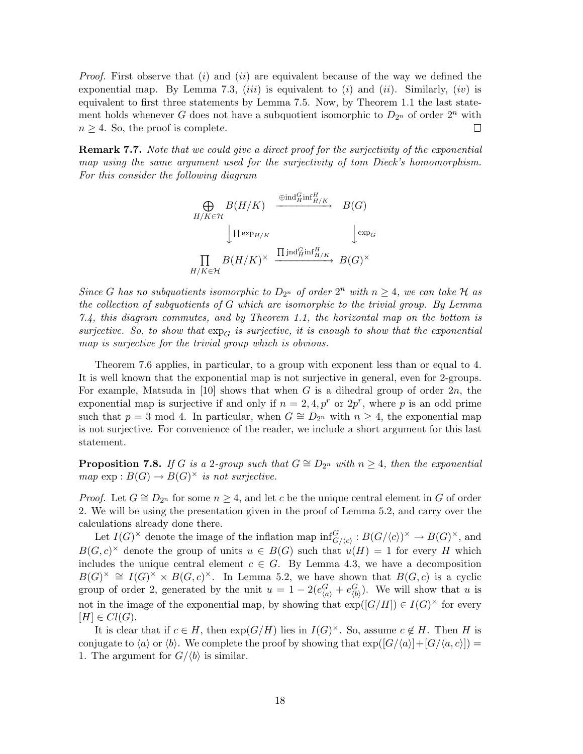*Proof.* First observe that $(i)$ and $(ii)$ are equivalent because of the way we defined the exponential map. By Lemma 7.3, $(iii)$ is equivalent to $(i)$ and $(ii)$. Similarly, $(iv)$ is equivalent to first three statements by Lemma 7.5. Now, by Theorem 1.1 the last statement holds whenever $G$ does not have a subquotient isomorphic to $D_{2^n}$ of order $2^n$ with $n \geq 4$. So, the proof is complete. $\square$

**Remark 7.7.** *Note that we could give a direct proof for the surjectivity of the exponential map using the same argument used for the surjectivity of tom Dieck's homomorphism. For this consider the following diagram*

$$\begin{array}{ccc}
\bigoplus\limits_{H/K \in \mathcal{H}} B(H/K) & \xrightarrow{\oplus \mathrm{ind}_H^G \mathrm{inf}_{H/K}^H} & B(G) \\
\Big\downarrow {\scriptstyle \prod \exp_{H/K}} & & \Big\downarrow {\scriptstyle \exp_G} \\
\prod\limits_{H/K \in \mathcal{H}} B(H/K)^\times & \xrightarrow{\prod \mathrm{jnd}_H^G \mathrm{inf}_{H/K}^H} & B(G)^\times
\end{array}$$

*Since $G$ has no subquotients isomorphic to $D_{2^n}$ of order $2^n$ with $n \geq 4$, we can take $\mathcal{H}$ as the collection of subquotients of $G$ which are isomorphic to the trivial group. By Lemma 7.4, this diagram commutes, and by Theorem 1.1, the horizontal map on the bottom is surjective. So, to show that $\exp_G$ is surjective, it is enough to show that the exponential map is surjective for the trivial group which is obvious.*

Theorem 7.6 applies, in particular, to a group with exponent less than or equal to 4. It is well known that the exponential map is not surjective in general, even for 2-groups. For example, Matsuda in [10] shows that when $G$ is a dihedral group of order $2n$, the exponential map is surjective if and only if $n = 2, 4, p^r$ or $2p^r$, where $p$ is an odd prime such that $p = 3 \bmod 4$. In particular, when $G \cong D_{2^n}$ with $n \geq 4$, the exponential map is not surjective. For convenience of the reader, we include a short argument for this last statement.

**Proposition 7.8.** *If $G$ is a 2-group such that $G \cong D_{2^n}$ with $n \geq 4$, then the exponential map $\exp : B(G) \to B(G)^\times$ is not surjective.*

*Proof.* Let $G \cong D_{2^n}$ for some $n \geq 4$, and let $c$ be the unique central element in $G$ of order 2. We will be using the presentation given in the proof of Lemma 5.2, and carry over the calculations already done there.

Let $I(G)^\times$ denote the image of the inflation map $\mathrm{inf}_{G/\langle c \rangle}^G : B(G/\langle c \rangle)^\times \to B(G)^\times$, and $B(G, c)^\times$ denote the group of units $u \in B(G)$ such that $u(H) = 1$ for every $H$ which includes the unique central element $c \in G$. By Lemma 4.3, we have a decomposition $B(G)^\times \cong I(G)^\times \times B(G, c)^\times$. In Lemma 5.2, we have shown that $B(G, c)$ is a cyclic group of order 2, generated by the unit $u = 1 - 2(e_{\langle a \rangle}^G + e_{\langle b \rangle}^G)$. We will show that $u$ is not in the image of the exponential map, by showing that $\exp([G/H]) \in I(G)^\times$ for every $[H] \in Cl(G)$.

It is clear that if $c \in H$, then $\exp(G/H)$ lies in $I(G)^\times$. So, assume $c \notin H$. Then $H$ is conjugate to $\langle a \rangle$ or $\langle b \rangle$. We complete the proof by showing that $\exp([G/\langle a \rangle] + [G/\langle a, c \rangle]) = 1$. The argument for $G/\langle b \rangle$ is similar.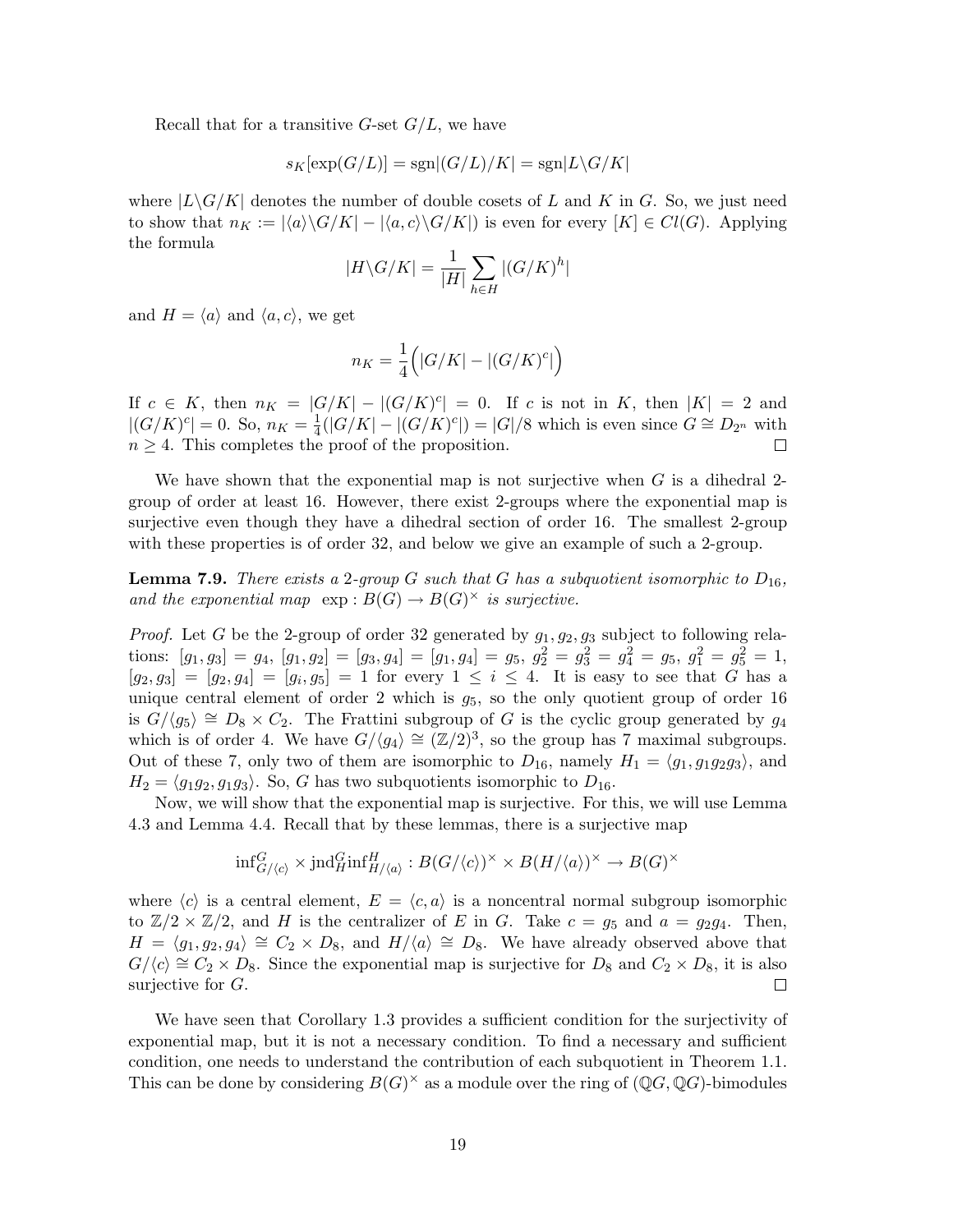Recall that for a transitive $G$-set $G/L$, we have

$$s_K[\exp(G/L)] = \mathrm{sgn}|(G/L)/K| = \mathrm{sgn}|L\backslash G/K|$$

where $|L\backslash G/K|$ denotes the number of double cosets of $L$ and $K$ in $G$. So, we just need to show that $n_K := |\langle a\rangle\backslash G/K| - |\langle a, c\rangle\backslash G/K|)$ is even for every $[K] \in Cl(G)$. Applying the formula

$$|H\backslash G/K| = \frac{1}{|H|}\sum_{h\in H} |(G/K)^h|$$

and $H = \langle a\rangle$ and $\langle a, c\rangle$, we get

$$n_K = \frac{1}{4}\Big(|G/K| - |(G/K)^c|\Big)$$

If $c \in K$, then $n_K = |G/K| - |(G/K)^c| = 0$. If $c$ is not in $K$, then $|K| = 2$ and $|(G/K)^c| = 0$. So, $n_K = \frac{1}{4}(|G/K| - |(G/K)^c|) = |G|/8$ which is even since $G \cong D_{2^n}$ with $n \geq 4$. This completes the proof of the proposition. □

We have shown that the exponential map is not surjective when $G$ is a dihedral 2-group of order at least 16. However, there exist 2-groups where the exponential map is surjective even though they have a dihedral section of order 16. The smallest 2-group with these properties is of order 32, and below we give an example of such a 2-group.

**Lemma 7.9.** *There exists a 2-group $G$ such that $G$ has a subquotient isomorphic to $D_{16}$, and the exponential map $\exp : B(G) \to B(G)^\times$ is surjective.*

*Proof.* Let $G$ be the 2-group of order 32 generated by $g_1, g_2, g_3$ subject to following relations: $[g_1, g_3] = g_4$, $[g_1, g_2] = [g_3, g_4] = [g_1, g_4] = g_5$, $g_2^2 = g_3^2 = g_4^2 = g_5$, $g_1^2 = g_5^2 = 1$, $[g_2, g_3] = [g_2, g_4] = [g_i, g_5] = 1$ for every $1 \leq i \leq 4$. It is easy to see that $G$ has a unique central element of order 2 which is $g_5$, so the only quotient group of order 16 is $G/\langle g_5\rangle \cong D_8 \times C_2$. The Frattini subgroup of $G$ is the cyclic group generated by $g_4$ which is of order 4. We have $G/\langle g_4\rangle \cong (\mathbb{Z}/2)^3$, so the group has 7 maximal subgroups. Out of these 7, only two of them are isomorphic to $D_{16}$, namely $H_1 = \langle g_1, g_1g_2g_3\rangle$, and $H_2 = \langle g_1g_2, g_1g_3\rangle$. So, $G$ has two subquotients isomorphic to $D_{16}$.

Now, we will show that the exponential map is surjective. For this, we will use Lemma 4.3 and Lemma 4.4. Recall that by these lemmas, there is a surjective map

$$\mathrm{inf}^G_{G/\langle c\rangle} \times \mathrm{jnd}^G_H \mathrm{inf}^H_{H/\langle a\rangle} : B(G/\langle c\rangle)^\times \times B(H/\langle a\rangle)^\times \to B(G)^\times$$

where $\langle c\rangle$ is a central element, $E = \langle c, a\rangle$ is a noncentral normal subgroup isomorphic to $\mathbb{Z}/2 \times \mathbb{Z}/2$, and $H$ is the centralizer of $E$ in $G$. Take $c = g_5$ and $a = g_2g_4$. Then, $H = \langle g_1, g_2, g_4\rangle \cong C_2 \times D_8$, and $H/\langle a\rangle \cong D_8$. We have already observed above that $G/\langle c\rangle \cong C_2 \times D_8$. Since the exponential map is surjective for $D_8$ and $C_2 \times D_8$, it is also surjective for $G$. □

We have seen that Corollary 1.3 provides a sufficient condition for the surjectivity of exponential map, but it is not a necessary condition. To find a necessary and sufficient condition, one needs to understand the contribution of each subquotient in Theorem 1.1. This can be done by considering $B(G)^\times$ as a module over the ring of $(\mathbb{Q}G, \mathbb{Q}G)$-bimodules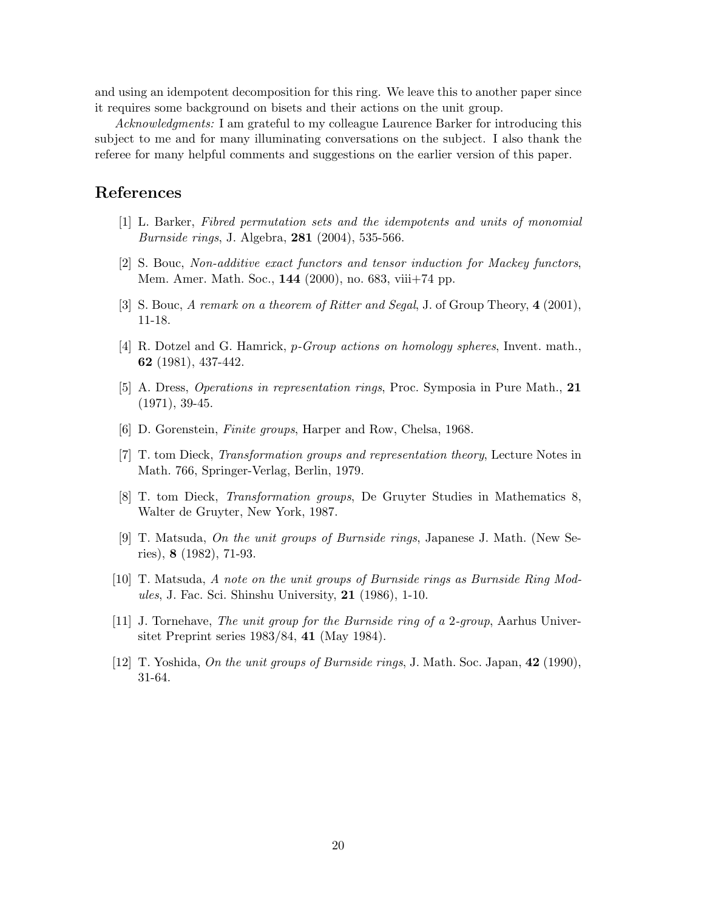and using an idempotent decomposition for this ring. We leave this to another paper since it requires some background on bisets and their actions on the unit group.

*Acknowledgments:* I am grateful to my colleague Laurence Barker for introducing this subject to me and for many illuminating conversations on the subject. I also thank the referee for many helpful comments and suggestions on the earlier version of this paper.

## References

[1] L. Barker, *Fibred permutation sets and the idempotents and units of monomial Burnside rings*, J. Algebra, **281** (2004), 535-566.

[2] S. Bouc, *Non-additive exact functors and tensor induction for Mackey functors*, Mem. Amer. Math. Soc., **144** (2000), no. 683, viii+74 pp.

[3] S. Bouc, *A remark on a theorem of Ritter and Segal*, J. of Group Theory, **4** (2001), 11-18.

[4] R. Dotzel and G. Hamrick, *p-Group actions on homology spheres*, Invent. math., **62** (1981), 437-442.

[5] A. Dress, *Operations in representation rings*, Proc. Symposia in Pure Math., **21** (1971), 39-45.

[6] D. Gorenstein, *Finite groups*, Harper and Row, Chelsa, 1968.

[7] T. tom Dieck, *Transformation groups and representation theory*, Lecture Notes in Math. 766, Springer-Verlag, Berlin, 1979.

[8] T. tom Dieck, *Transformation groups*, De Gruyter Studies in Mathematics 8, Walter de Gruyter, New York, 1987.

[9] T. Matsuda, *On the unit groups of Burnside rings*, Japanese J. Math. (New Series), **8** (1982), 71-93.

[10] T. Matsuda, *A note on the unit groups of Burnside rings as Burnside Ring Modules*, J. Fac. Sci. Shinshu University, **21** (1986), 1-10.

[11] J. Tornehave, *The unit group for the Burnside ring of a 2-group*, Aarhus Universitet Preprint series 1983/84, **41** (May 1984).

[12] T. Yoshida, *On the unit groups of Burnside rings*, J. Math. Soc. Japan, **42** (1990), 31-64.